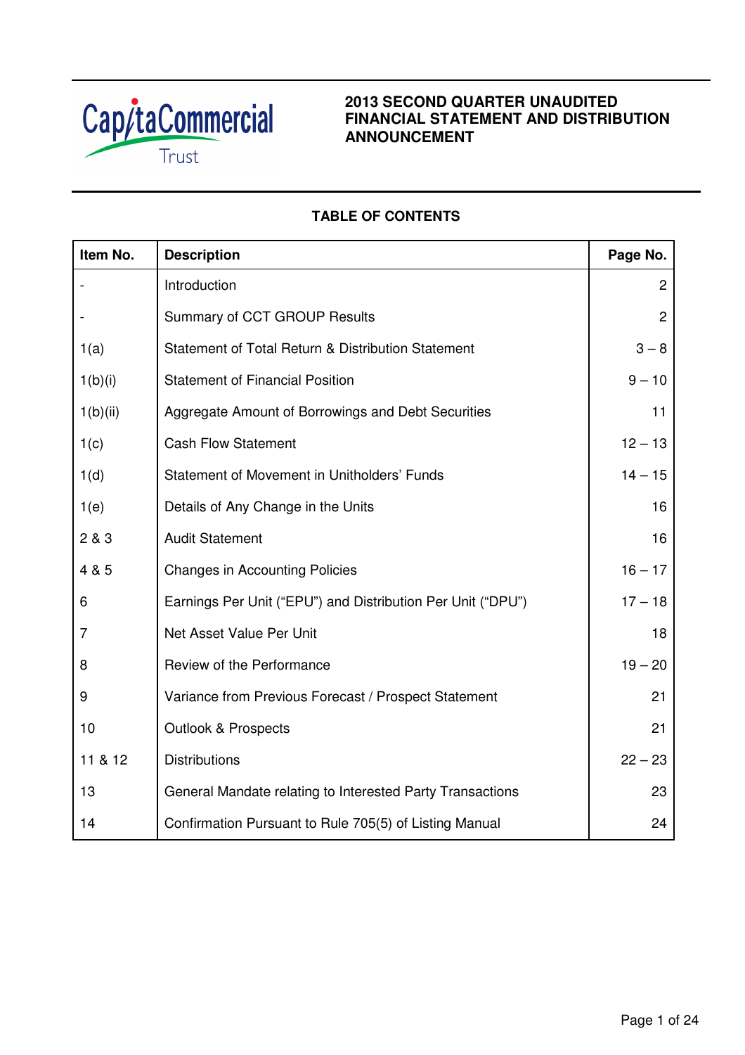CapitaCommercial Trust

# 2013 SECOND QUARTER UNAUDITED FINANCIAL STATEMENT AND DISTRIBUTION ANNOUNCEMENT

## TABLE OF CONTENTS

| Item No. | Description | Page No. |
|---|---|---|
| - | Introduction | 2 |
| - | Summary of CCT GROUP Results | 2 |
| 1(a) | Statement of Total Return & Distribution Statement | 3 – 8 |
| 1(b)(i) | Statement of Financial Position | 9 – 10 |
| 1(b)(ii) | Aggregate Amount of Borrowings and Debt Securities | 11 |
| 1(c) | Cash Flow Statement | 12 – 13 |
| 1(d) | Statement of Movement in Unitholders' Funds | 14 – 15 |
| 1(e) | Details of Any Change in the Units | 16 |
| 2 & 3 | Audit Statement | 16 |
| 4 & 5 | Changes in Accounting Policies | 16 – 17 |
| 6 | Earnings Per Unit ("EPU") and Distribution Per Unit ("DPU") | 17 – 18 |
| 7 | Net Asset Value Per Unit | 18 |
| 8 | Review of the Performance | 19 – 20 |
| 9 | Variance from Previous Forecast / Prospect Statement | 21 |
| 10 | Outlook & Prospects | 21 |
| 11 & 12 | Distributions | 22 – 23 |
| 13 | General Mandate relating to Interested Party Transactions | 23 |
| 14 | Confirmation Pursuant to Rule 705(5) of Listing Manual | 24 |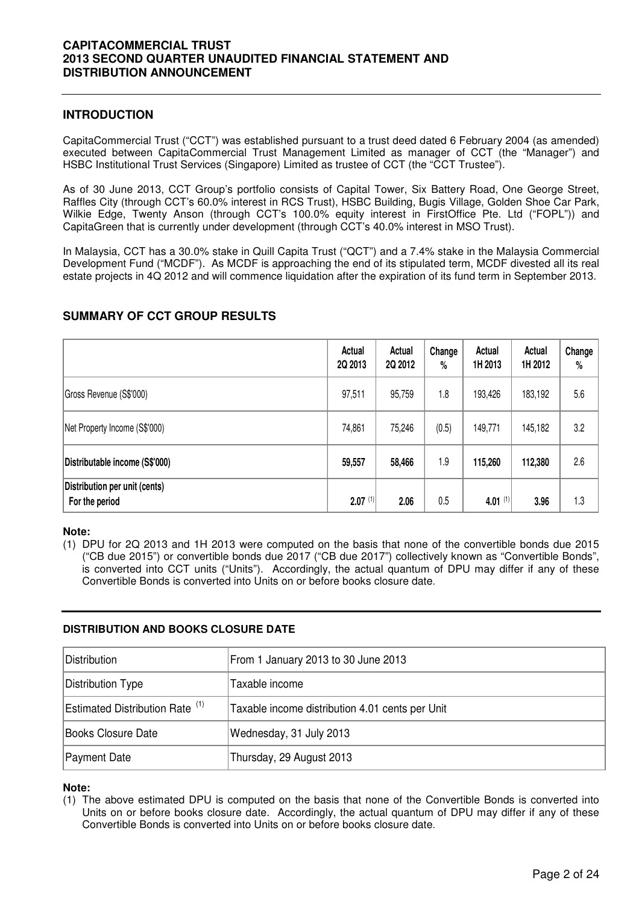## INTRODUCTION

CapitaCommercial Trust ("CCT") was established pursuant to a trust deed dated 6 February 2004 (as amended) executed between CapitaCommercial Trust Management Limited as manager of CCT (the "Manager") and HSBC Institutional Trust Services (Singapore) Limited as trustee of CCT (the "CCT Trustee").

As of 30 June 2013, CCT Group's portfolio consists of Capital Tower, Six Battery Road, One George Street, Raffles City (through CCT's 60.0% interest in RCS Trust), HSBC Building, Bugis Village, Golden Shoe Car Park, Wilkie Edge, Twenty Anson (through CCT's 100.0% equity interest in FirstOffice Pte. Ltd ("FOPL")) and CapitaGreen that is currently under development (through CCT's 40.0% interest in MSO Trust).

In Malaysia, CCT has a 30.0% stake in Quill Capita Trust ("QCT") and a 7.4% stake in the Malaysia Commercial Development Fund ("MCDF"). As MCDF is approaching the end of its stipulated term, MCDF divested all its real estate projects in 4Q 2012 and will commence liquidation after the expiration of its fund term in September 2013.

## SUMMARY OF CCT GROUP RESULTS

| | Actual 2Q 2013 | Actual 2Q 2012 | Change % | Actual 1H 2013 | Actual 1H 2012 | Change % |
|---|---|---|---|---|---|---|
| Gross Revenue (S$'000) | 97,511 | 95,759 | 1.8 | 193,426 | 183,192 | 5.6 |
| Net Property Income (S$'000) | 74,861 | 75,246 | (0.5) | 149,771 | 145,182 | 3.2 |
| **Distributable income (S$'000)** | **59,557** | **58,466** | 1.9 | **115,260** | **112,380** | 2.6 |
| **Distribution per unit (cents)** **For the period** | **2.07** (1) | **2.06** | 0.5 | **4.01** (1) | **3.96** | 1.3 |

**Note:**

(1) DPU for 2Q 2013 and 1H 2013 were computed on the basis that none of the convertible bonds due 2015 ("CB due 2015") or convertible bonds due 2017 ("CB due 2017") collectively known as "Convertible Bonds", is converted into CCT units ("Units"). Accordingly, the actual quantum of DPU may differ if any of these Convertible Bonds is converted into Units on or before books closure date.

### DISTRIBUTION AND BOOKS CLOSURE DATE

| Distribution | From 1 January 2013 to 30 June 2013 |
|---|---|
| Distribution Type | Taxable income |
| Estimated Distribution Rate (1) | Taxable income distribution 4.01 cents per Unit |
| Books Closure Date | Wednesday, 31 July 2013 |
| Payment Date | Thursday, 29 August 2013 |

**Note:**

(1) The above estimated DPU is computed on the basis that none of the Convertible Bonds is converted into Units on or before books closure date. Accordingly, the actual quantum of DPU may differ if any of these Convertible Bonds is converted into Units on or before books closure date.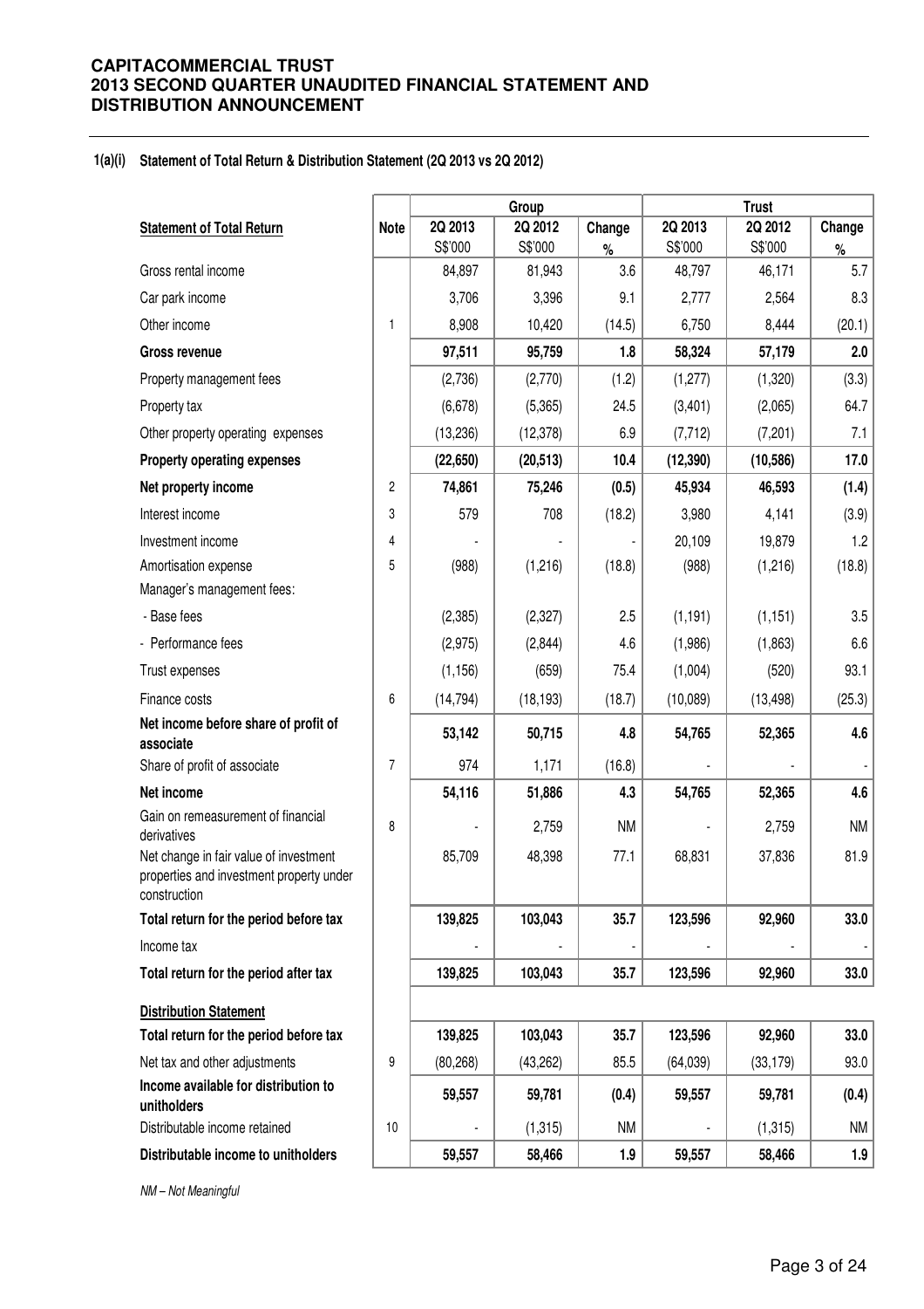## 1(a)(i) Statement of Total Return & Distribution Statement (2Q 2013 vs 2Q 2012)

| Statement of Total Return | Note | Group | | | Trust | | |
|---|---|---|---|---|---|---|---|
| | | 2Q 2013 S$'000 | 2Q 2012 S$'000 | Change % | 2Q 2013 S$'000 | 2Q 2012 S$'000 | Change % |
| Gross rental income | | 84,897 | 81,943 | 3.6 | 48,797 | 46,171 | 5.7 |
| Car park income | | 3,706 | 3,396 | 9.1 | 2,777 | 2,564 | 8.3 |
| Other income | 1 | 8,908 | 10,420 | (14.5) | 6,750 | 8,444 | (20.1) |
| **Gross revenue** | | **97,511** | **95,759** | **1.8** | **58,324** | **57,179** | **2.0** |
| Property management fees | | (2,736) | (2,770) | (1.2) | (1,277) | (1,320) | (3.3) |
| Property tax | | (6,678) | (5,365) | 24.5 | (3,401) | (2,065) | 64.7 |
| Other property operating expenses | | (13,236) | (12,378) | 6.9 | (7,712) | (7,201) | 7.1 |
| **Property operating expenses** | | **(22,650)** | **(20,513)** | **10.4** | **(12,390)** | **(10,586)** | **17.0** |
| **Net property income** | 2 | **74,861** | **75,246** | **(0.5)** | **45,934** | **46,593** | **(1.4)** |
| Interest income | 3 | 579 | 708 | (18.2) | 3,980 | 4,141 | (3.9) |
| Investment income | 4 | - | - | - | 20,109 | 19,879 | 1.2 |
| Amortisation expense | 5 | (988) | (1,216) | (18.8) | (988) | (1,216) | (18.8) |
| Manager's management fees: | | | | | | | |
| - Base fees | | (2,385) | (2,327) | 2.5 | (1,191) | (1,151) | 3.5 |
| - Performance fees | | (2,975) | (2,844) | 4.6 | (1,986) | (1,863) | 6.6 |
| Trust expenses | | (1,156) | (659) | 75.4 | (1,004) | (520) | 93.1 |
| Finance costs | 6 | (14,794) | (18,193) | (18.7) | (10,089) | (13,498) | (25.3) |
| **Net income before share of profit of associate** | | **53,142** | **50,715** | **4.8** | **54,765** | **52,365** | **4.6** |
| Share of profit of associate | 7 | 974 | 1,171 | (16.8) | - | - | - |
| **Net income** | | **54,116** | **51,886** | **4.3** | **54,765** | **52,365** | **4.6** |
| Gain on remeasurement of financial derivatives | 8 | - | 2,759 | NM | - | 2,759 | NM |
| Net change in fair value of investment properties and investment property under construction | | 85,709 | 48,398 | 77.1 | 68,831 | 37,836 | 81.9 |
| **Total return for the period before tax** | | **139,825** | **103,043** | **35.7** | **123,596** | **92,960** | **33.0** |
| Income tax | | - | - | - | - | - | - |
| **Total return for the period after tax** | | **139,825** | **103,043** | **35.7** | **123,596** | **92,960** | **33.0** |
| **Distribution Statement** | | | | | | | |
| **Total return for the period before tax** | | **139,825** | **103,043** | **35.7** | **123,596** | **92,960** | **33.0** |
| Net tax and other adjustments | 9 | (80,268) | (43,262) | 85.5 | (64,039) | (33,179) | 93.0 |
| **Income available for distribution to unitholders** | | **59,557** | **59,781** | **(0.4)** | **59,557** | **59,781** | **(0.4)** |
| Distributable income retained | 10 | - | (1,315) | NM | - | (1,315) | NM |
| **Distributable income to unitholders** | | **59,557** | **58,466** | **1.9** | **59,557** | **58,466** | **1.9** |

*NM – Not Meaningful*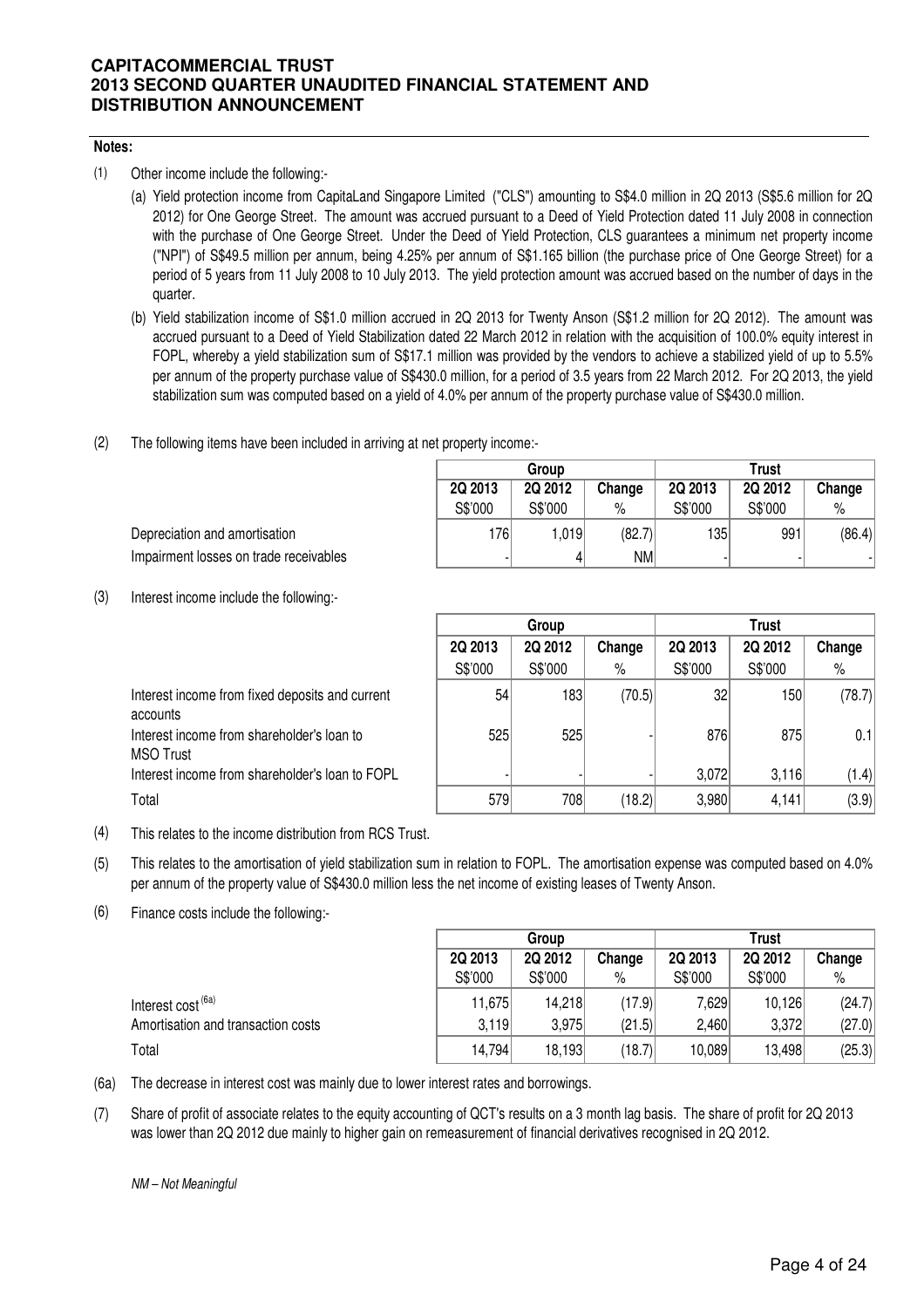**Notes:**

(1) Other income include the following:-

(a) Yield protection income from CapitaLand Singapore Limited ("CLS") amounting to S$4.0 million in 2Q 2013 (S$5.6 million for 2Q 2012) for One George Street. The amount was accrued pursuant to a Deed of Yield Protection dated 11 July 2008 in connection with the purchase of One George Street. Under the Deed of Yield Protection, CLS guarantees a minimum net property income ("NPI") of S$49.5 million per annum, being 4.25% per annum of S$1.165 billion (the purchase price of One George Street) for a period of 5 years from 11 July 2008 to 10 July 2013. The yield protection amount was accrued based on the number of days in the quarter.

(b) Yield stabilization income of S$1.0 million accrued in 2Q 2013 for Twenty Anson (S$1.2 million for 2Q 2012). The amount was accrued pursuant to a Deed of Yield Stabilization dated 22 March 2012 in relation with the acquisition of 100.0% equity interest in FOPL, whereby a yield stabilization sum of S$17.1 million was provided by the vendors to achieve a stabilized yield of up to 5.5% per annum of the property purchase value of S$430.0 million, for a period of 3.5 years from 22 March 2012. For 2Q 2013, the yield stabilization sum was computed based on a yield of 4.0% per annum of the property purchase value of S$430.0 million.

(2) The following items have been included in arriving at net property income:-

| | Group | | | Trust | | |
|---|---|---|---|---|---|---|
| | 2Q 2013 | 2Q 2012 | Change | 2Q 2013 | 2Q 2012 | Change |
| | S$'000 | S$'000 | % | S$'000 | S$'000 | % |
| Depreciation and amortisation | 176 | 1,019 | (82.7) | 135 | 991 | (86.4) |
| Impairment losses on trade receivables | - | 4 | NM | - | - | - |

(3) Interest income include the following:-

| | Group | | | Trust | | |
|---|---|---|---|---|---|---|
| | 2Q 2013 | 2Q 2012 | Change | 2Q 2013 | 2Q 2012 | Change |
| | S$'000 | S$'000 | % | S$'000 | S$'000 | % |
| Interest income from fixed deposits and current accounts | 54 | 183 | (70.5) | 32 | 150 | (78.7) |
| Interest income from shareholder's loan to MSO Trust | 525 | 525 | - | 876 | 875 | 0.1 |
| Interest income from shareholder's loan to FOPL | - | - | - | 3,072 | 3,116 | (1.4) |
| Total | 579 | 708 | (18.2) | 3,980 | 4,141 | (3.9) |

(4) This relates to the income distribution from RCS Trust.

(5) This relates to the amortisation of yield stabilization sum in relation to FOPL. The amortisation expense was computed based on 4.0% per annum of the property value of S$430.0 million less the net income of existing leases of Twenty Anson.

(6) Finance costs include the following:-

| | Group | | | Trust | | |
|---|---|---|---|---|---|---|
| | 2Q 2013 | 2Q 2012 | Change | 2Q 2013 | 2Q 2012 | Change |
| | S$'000 | S$'000 | % | S$'000 | S$'000 | % |
| Interest cost [(6a)] | 11,675 | 14,218 | (17.9) | 7,629 | 10,126 | (24.7) |
| Amortisation and transaction costs | 3,119 | 3,975 | (21.5) | 2,460 | 3,372 | (27.0) |
| Total | 14,794 | 18,193 | (18.7) | 10,089 | 13,498 | (25.3) |

(6a) The decrease in interest cost was mainly due to lower interest rates and borrowings.

(7) Share of profit of associate relates to the equity accounting of QCT's results on a 3 month lag basis. The share of profit for 2Q 2013 was lower than 2Q 2012 due mainly to higher gain on remeasurement of financial derivatives recognised in 2Q 2012.

*NM – Not Meaningful*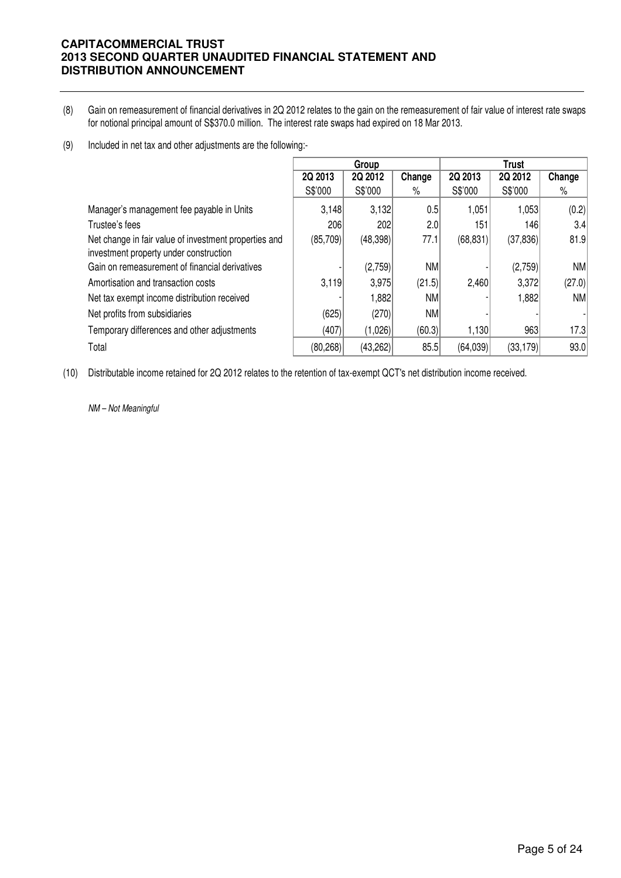(8) Gain on remeasurement of financial derivatives in 2Q 2012 relates to the gain on the remeasurement of fair value of interest rate swaps for notional principal amount of S$370.0 million. The interest rate swaps had expired on 18 Mar 2013.

(9) Included in net tax and other adjustments are the following:-

| | Group | | | Trust | | |
|---|---|---|---|---|---|---|
| | 2Q 2013 | 2Q 2012 | Change | 2Q 2013 | 2Q 2012 | Change |
| | S$'000 | S$'000 | % | S$'000 | S$'000 | % |
| Manager's management fee payable in Units | 3,148 | 3,132 | 0.5 | 1,051 | 1,053 | (0.2) |
| Trustee's fees | 206 | 202 | 2.0 | 151 | 146 | 3.4 |
| Net change in fair value of investment properties and investment property under construction | (85,709) | (48,398) | 77.1 | (68,831) | (37,836) | 81.9 |
| Gain on remeasurement of financial derivatives | - | (2,759) | NM | - | (2,759) | NM |
| Amortisation and transaction costs | 3,119 | 3,975 | (21.5) | 2,460 | 3,372 | (27.0) |
| Net tax exempt income distribution received | - | 1,882 | NM | - | 1,882 | NM |
| Net profits from subsidiaries | (625) | (270) | NM | - | - | - |
| Temporary differences and other adjustments | (407) | (1,026) | (60.3) | 1,130 | 963 | 17.3 |
| Total | (80,268) | (43,262) | 85.5 | (64,039) | (33,179) | 93.0 |

(10) Distributable income retained for 2Q 2012 relates to the retention of tax-exempt QCT's net distribution income received.

*NM – Not Meaningful*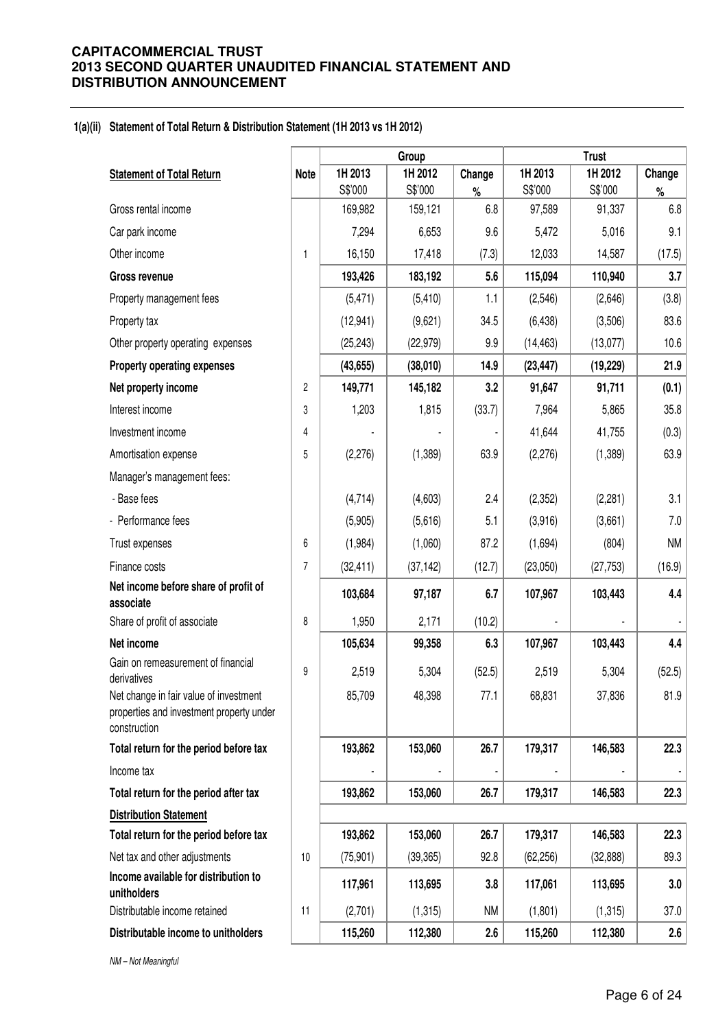### 1(a)(ii) Statement of Total Return & Distribution Statement (1H 2013 vs 1H 2012)

| | | Group | | | Trust | | |
|---|---|---|---|---|---|---|---|
| **Statement of Total Return** | **Note** | **1H 2013** S$'000 | **1H 2012** S$'000 | **Change** % | **1H 2013** S$'000 | **1H 2012** S$'000 | **Change** % |
| Gross rental income | | 169,982 | 159,121 | 6.8 | 97,589 | 91,337 | 6.8 |
| Car park income | | 7,294 | 6,653 | 9.6 | 5,472 | 5,016 | 9.1 |
| Other income | 1 | 16,150 | 17,418 | (7.3) | 12,033 | 14,587 | (17.5) |
| **Gross revenue** | | **193,426** | **183,192** | **5.6** | **115,094** | **110,940** | **3.7** |
| Property management fees | | (5,471) | (5,410) | 1.1 | (2,546) | (2,646) | (3.8) |
| Property tax | | (12,941) | (9,621) | 34.5 | (6,438) | (3,506) | 83.6 |
| Other property operating expenses | | (25,243) | (22,979) | 9.9 | (14,463) | (13,077) | 10.6 |
| **Property operating expenses** | | **(43,655)** | **(38,010)** | **14.9** | **(23,447)** | **(19,229)** | **21.9** |
| **Net property income** | 2 | **149,771** | **145,182** | **3.2** | **91,647** | **91,711** | **(0.1)** |
| Interest income | 3 | 1,203 | 1,815 | (33.7) | 7,964 | 5,865 | 35.8 |
| Investment income | 4 | - | - | - | 41,644 | 41,755 | (0.3) |
| Amortisation expense | 5 | (2,276) | (1,389) | 63.9 | (2,276) | (1,389) | 63.9 |
| Manager's management fees: | | | | | | | |
| - Base fees | | (4,714) | (4,603) | 2.4 | (2,352) | (2,281) | 3.1 |
| - Performance fees | | (5,905) | (5,616) | 5.1 | (3,916) | (3,661) | 7.0 |
| Trust expenses | 6 | (1,984) | (1,060) | 87.2 | (1,694) | (804) | NM |
| Finance costs | 7 | (32,411) | (37,142) | (12.7) | (23,050) | (27,753) | (16.9) |
| **Net income before share of profit of associate** | | **103,684** | **97,187** | **6.7** | **107,967** | **103,443** | **4.4** |
| Share of profit of associate | 8 | 1,950 | 2,171 | (10.2) | - | - | - |
| **Net income** | | **105,634** | **99,358** | **6.3** | **107,967** | **103,443** | **4.4** |
| Gain on remeasurement of financial derivatives | 9 | 2,519 | 5,304 | (52.5) | 2,519 | 5,304 | (52.5) |
| Net change in fair value of investment properties and investment property under construction | | 85,709 | 48,398 | 77.1 | 68,831 | 37,836 | 81.9 |
| **Total return for the period before tax** | | **193,862** | **153,060** | **26.7** | **179,317** | **146,583** | **22.3** |
| Income tax | | - | - | - | - | - | - |
| **Total return for the period after tax** | | **193,862** | **153,060** | **26.7** | **179,317** | **146,583** | **22.3** |
| **Distribution Statement** | | | | | | | |
| **Total return for the period before tax** | | **193,862** | **153,060** | **26.7** | **179,317** | **146,583** | **22.3** |
| Net tax and other adjustments | 10 | (75,901) | (39,365) | 92.8 | (62,256) | (32,888) | 89.3 |
| **Income available for distribution to unitholders** | | **117,961** | **113,695** | **3.8** | **117,061** | **113,695** | **3.0** |
| Distributable income retained | 11 | (2,701) | (1,315) | NM | (1,801) | (1,315) | 37.0 |
| **Distributable income to unitholders** | | **115,260** | **112,380** | **2.6** | **115,260** | **112,380** | **2.6** |

*NM – Not Meaningful*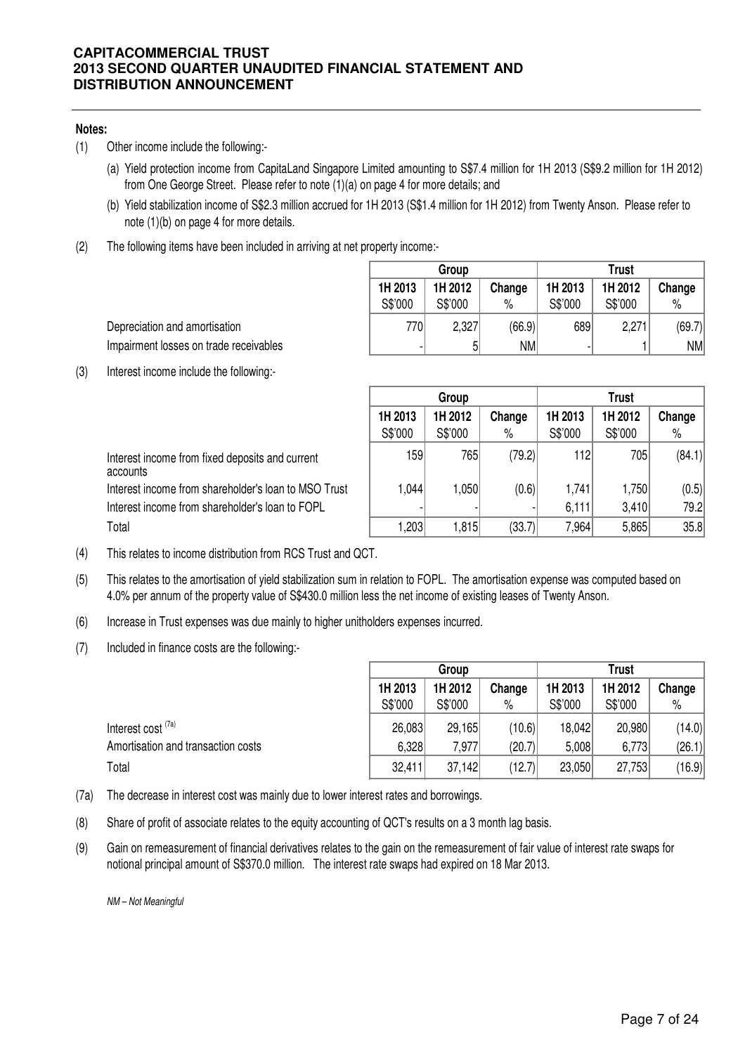**CAPITACOMMERCIAL TRUST**
**2013 SECOND QUARTER UNAUDITED FINANCIAL STATEMENT AND DISTRIBUTION ANNOUNCEMENT**

**Notes:**

(1) Other income include the following:-

(a) Yield protection income from CapitaLand Singapore Limited amounting to S$7.4 million for 1H 2013 (S$9.2 million for 1H 2012) from One George Street. Please refer to note (1)(a) on page 4 for more details; and

(b) Yield stabilization income of S$2.3 million accrued for 1H 2013 (S$1.4 million for 1H 2012) from Twenty Anson. Please refer to note (1)(b) on page 4 for more details.

(2) The following items have been included in arriving at net property income:-

| | Group | | | Trust | | |
|---|---|---|---|---|---|---|
| | 1H 2013 S$'000 | 1H 2012 S$'000 | Change % | 1H 2013 S$'000 | 1H 2012 S$'000 | Change % |
| Depreciation and amortisation | 770 | 2,327 | (66.9) | 689 | 2,271 | (69.7) |
| Impairment losses on trade receivables | - | 5 | NM | - | 1 | NM |

(3) Interest income include the following:-

| | Group | | | Trust | | |
|---|---|---|---|---|---|---|
| | 1H 2013 S$'000 | 1H 2012 S$'000 | Change % | 1H 2013 S$'000 | 1H 2012 S$'000 | Change % |
| Interest income from fixed deposits and current accounts | 159 | 765 | (79.2) | 112 | 705 | (84.1) |
| Interest income from shareholder's loan to MSO Trust | 1,044 | 1,050 | (0.6) | 1,741 | 1,750 | (0.5) |
| Interest income from shareholder's loan to FOPL | - | - | - | 6,111 | 3,410 | 79.2 |
| Total | 1,203 | 1,815 | (33.7) | 7,964 | 5,865 | 35.8 |

(4) This relates to income distribution from RCS Trust and QCT.

(5) This relates to the amortisation of yield stabilization sum in relation to FOPL. The amortisation expense was computed based on 4.0% per annum of the property value of S$430.0 million less the net income of existing leases of Twenty Anson.

(6) Increase in Trust expenses was due mainly to higher unitholders expenses incurred.

(7) Included in finance costs are the following:-

| | Group | | | Trust | | |
|---|---|---|---|---|---|---|
| | 1H 2013 S$'000 | 1H 2012 S$'000 | Change % | 1H 2013 S$'000 | 1H 2012 S$'000 | Change % |
| Interest cost [7a] | 26,083 | 29,165 | (10.6) | 18,042 | 20,980 | (14.0) |
| Amortisation and transaction costs | 6,328 | 7,977 | (20.7) | 5,008 | 6,773 | (26.1) |
| Total | 32,411 | 37,142 | (12.7) | 23,050 | 27,753 | (16.9) |

(7a) The decrease in interest cost was mainly due to lower interest rates and borrowings.

(8) Share of profit of associate relates to the equity accounting of QCT's results on a 3 month lag basis.

(9) Gain on remeasurement of financial derivatives relates to the gain on the remeasurement of fair value of interest rate swaps for notional principal amount of S$370.0 million. The interest rate swaps had expired on 18 Mar 2013.

*NM – Not Meaningful*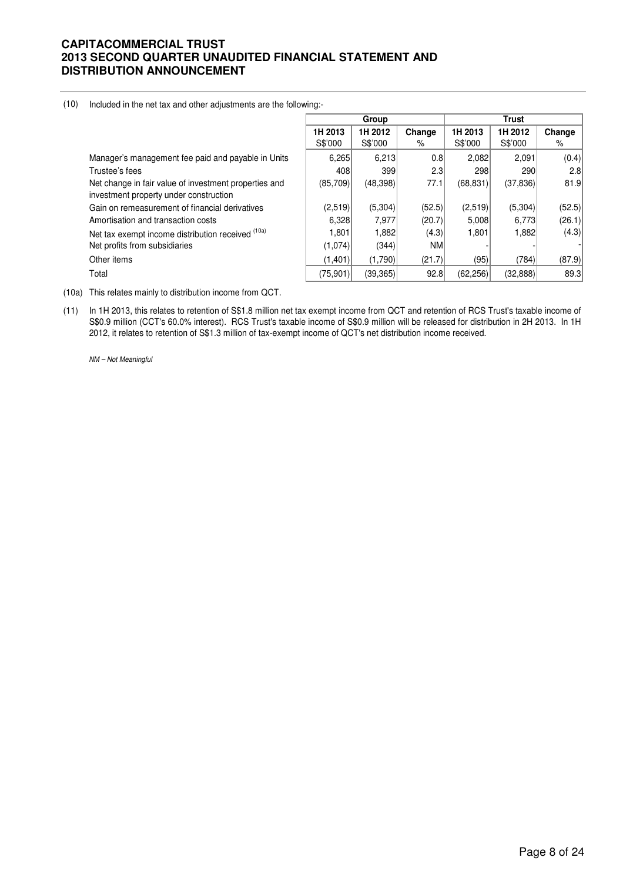(10) Included in the net tax and other adjustments are the following:-

| | Group | | | Trust | | |
|---|---|---|---|---|---|---|
| | 1H 2013 S$'000 | 1H 2012 S$'000 | Change % | 1H 2013 S$'000 | 1H 2012 S$'000 | Change % |
| Manager's management fee paid and payable in Units | 6,265 | 6,213 | 0.8 | 2,082 | 2,091 | (0.4) |
| Trustee's fees | 408 | 399 | 2.3 | 298 | 290 | 2.8 |
| Net change in fair value of investment properties and investment property under construction | (85,709) | (48,398) | 77.1 | (68,831) | (37,836) | 81.9 |
| Gain on remeasurement of financial derivatives | (2,519) | (5,304) | (52.5) | (2,519) | (5,304) | (52.5) |
| Amortisation and transaction costs | 6,328 | 7,977 | (20.7) | 5,008 | 6,773 | (26.1) |
| Net tax exempt income distribution received [10a] | 1,801 | 1,882 | (4.3) | 1,801 | 1,882 | (4.3) |
| Net profits from subsidiaries | (1,074) | (344) | NM | - | - | - |
| Other items | (1,401) | (1,790) | (21.7) | (95) | (784) | (87.9) |
| Total | (75,901) | (39,365) | 92.8 | (62,256) | (32,888) | 89.3 |

(10a) This relates mainly to distribution income from QCT.

(11) In 1H 2013, this relates to retention of S$1.8 million net tax exempt income from QCT and retention of RCS Trust's taxable income of S$0.9 million (CCT's 60.0% interest). RCS Trust's taxable income of S$0.9 million will be released for distribution in 2H 2013. In 1H 2012, it relates to retention of S$1.3 million of tax-exempt income of QCT's net distribution income received.

*NM – Not Meaningful*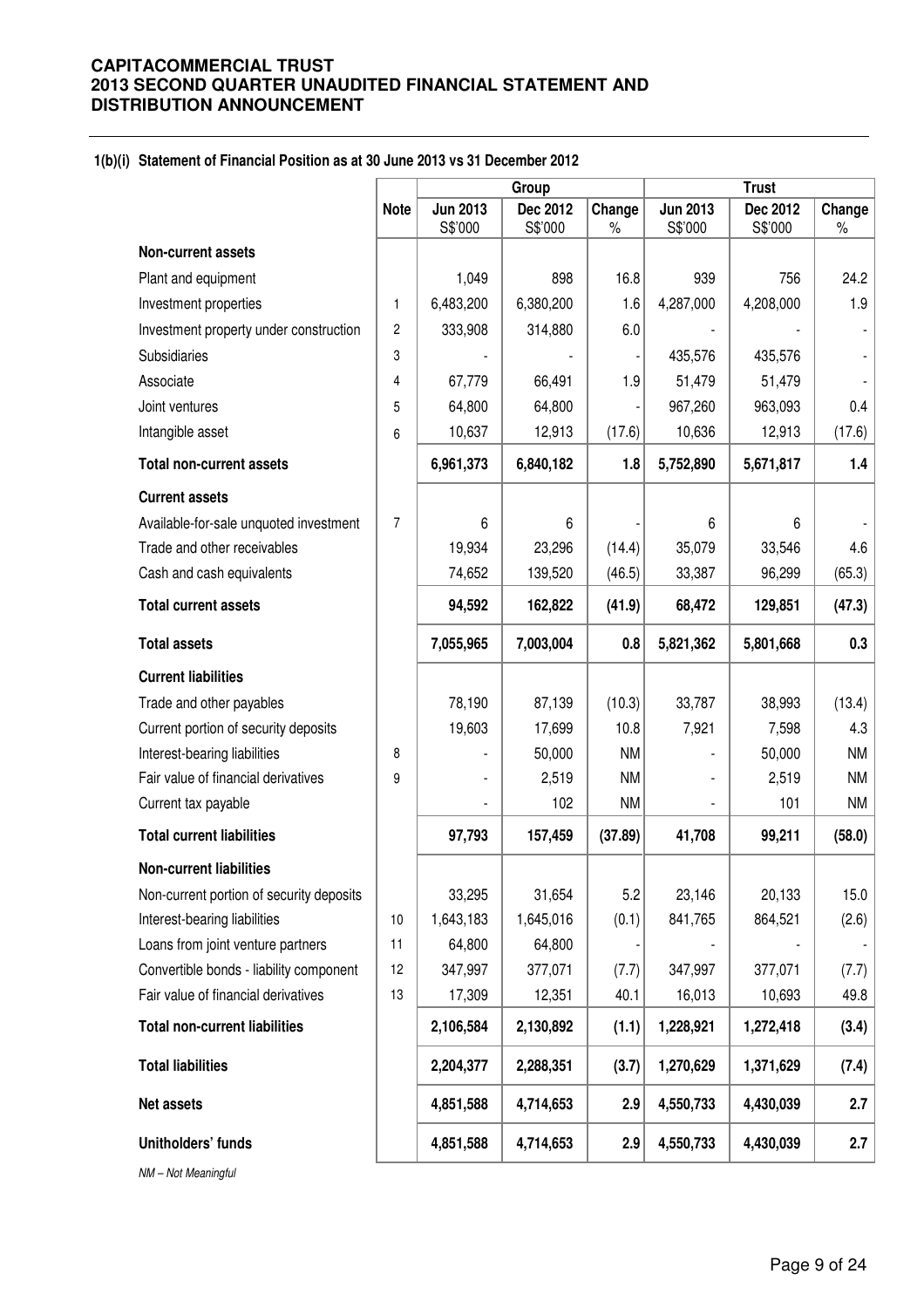**CAPITACOMMERCIAL TRUST**
**2013 SECOND QUARTER UNAUDITED FINANCIAL STATEMENT AND DISTRIBUTION ANNOUNCEMENT**

**1(b)(i) Statement of Financial Position as at 30 June 2013 vs 31 December 2012**

| | Note | Group | | | Trust | | |
|---|---|---|---|---|---|---|---|
| | | **Jun 2013** S$'000 | **Dec 2012** S$'000 | **Change** % | **Jun 2013** S$'000 | **Dec 2012** S$'000 | **Change** % |
| **Non-current assets** | | | | | | | |
| Plant and equipment | | 1,049 | 898 | 16.8 | 939 | 756 | 24.2 |
| Investment properties | 1 | 6,483,200 | 6,380,200 | 1.6 | 4,287,000 | 4,208,000 | 1.9 |
| Investment property under construction | 2 | 333,908 | 314,880 | 6.0 | - | - | - |
| Subsidiaries | 3 | - | - | - | 435,576 | 435,576 | - |
| Associate | 4 | 67,779 | 66,491 | 1.9 | 51,479 | 51,479 | - |
| Joint ventures | 5 | 64,800 | 64,800 | - | 967,260 | 963,093 | 0.4 |
| Intangible asset | 6 | 10,637 | 12,913 | (17.6) | 10,636 | 12,913 | (17.6) |
| **Total non-current assets** | | **6,961,373** | **6,840,182** | **1.8** | **5,752,890** | **5,671,817** | **1.4** |
| **Current assets** | | | | | | | |
| Available-for-sale unquoted investment | 7 | 6 | 6 | - | 6 | 6 | - |
| Trade and other receivables | | 19,934 | 23,296 | (14.4) | 35,079 | 33,546 | 4.6 |
| Cash and cash equivalents | | 74,652 | 139,520 | (46.5) | 33,387 | 96,299 | (65.3) |
| **Total current assets** | | **94,592** | **162,822** | **(41.9)** | **68,472** | **129,851** | **(47.3)** |
| **Total assets** | | **7,055,965** | **7,003,004** | **0.8** | **5,821,362** | **5,801,668** | **0.3** |
| **Current liabilities** | | | | | | | |
| Trade and other payables | | 78,190 | 87,139 | (10.3) | 33,787 | 38,993 | (13.4) |
| Current portion of security deposits | | 19,603 | 17,699 | 10.8 | 7,921 | 7,598 | 4.3 |
| Interest-bearing liabilities | 8 | - | 50,000 | NM | - | 50,000 | NM |
| Fair value of financial derivatives | 9 | - | 2,519 | NM | - | 2,519 | NM |
| Current tax payable | | - | 102 | NM | - | 101 | NM |
| **Total current liabilities** | | **97,793** | **157,459** | **(37.89)** | **41,708** | **99,211** | **(58.0)** |
| **Non-current liabilities** | | | | | | | |
| Non-current portion of security deposits | | 33,295 | 31,654 | 5.2 | 23,146 | 20,133 | 15.0 |
| Interest-bearing liabilities | 10 | 1,643,183 | 1,645,016 | (0.1) | 841,765 | 864,521 | (2.6) |
| Loans from joint venture partners | 11 | 64,800 | 64,800 | - | - | - | - |
| Convertible bonds - liability component | 12 | 347,997 | 377,071 | (7.7) | 347,997 | 377,071 | (7.7) |
| Fair value of financial derivatives | 13 | 17,309 | 12,351 | 40.1 | 16,013 | 10,693 | 49.8 |
| **Total non-current liabilities** | | **2,106,584** | **2,130,892** | **(1.1)** | **1,228,921** | **1,272,418** | **(3.4)** |
| **Total liabilities** | | **2,204,377** | **2,288,351** | **(3.7)** | **1,270,629** | **1,371,629** | **(7.4)** |
| **Net assets** | | **4,851,588** | **4,714,653** | **2.9** | **4,550,733** | **4,430,039** | **2.7** |
| **Unitholders' funds** | | **4,851,588** | **4,714,653** | **2.9** | **4,550,733** | **4,430,039** | **2.7** |

*NM – Not Meaningful*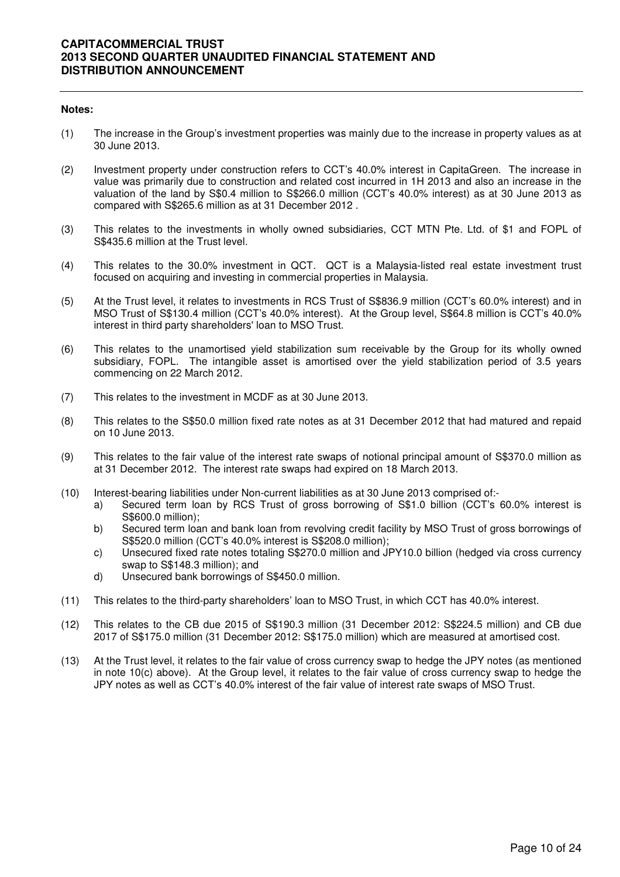**Notes:**

(1) The increase in the Group's investment properties was mainly due to the increase in property values as at 30 June 2013.

(2) Investment property under construction refers to CCT's 40.0% interest in CapitaGreen. The increase in value was primarily due to construction and related cost incurred in 1H 2013 and also an increase in the valuation of the land by S$0.4 million to S$266.0 million (CCT's 40.0% interest) as at 30 June 2013 as compared with S$265.6 million as at 31 December 2012 .

(3) This relates to the investments in wholly owned subsidiaries, CCT MTN Pte. Ltd. of $1 and FOPL of S$435.6 million at the Trust level.

(4) This relates to the 30.0% investment in QCT. QCT is a Malaysia-listed real estate investment trust focused on acquiring and investing in commercial properties in Malaysia.

(5) At the Trust level, it relates to investments in RCS Trust of S$836.9 million (CCT's 60.0% interest) and in MSO Trust of S$130.4 million (CCT's 40.0% interest). At the Group level, S$64.8 million is CCT's 40.0% interest in third party shareholders' loan to MSO Trust.

(6) This relates to the unamortised yield stabilization sum receivable by the Group for its wholly owned subsidiary, FOPL. The intangible asset is amortised over the yield stabilization period of 3.5 years commencing on 22 March 2012.

(7) This relates to the investment in MCDF as at 30 June 2013.

(8) This relates to the S$50.0 million fixed rate notes as at 31 December 2012 that had matured and repaid on 10 June 2013.

(9) This relates to the fair value of the interest rate swaps of notional principal amount of S$370.0 million as at 31 December 2012. The interest rate swaps had expired on 18 March 2013.

(10) Interest-bearing liabilities under Non-current liabilities as at 30 June 2013 comprised of:-
   a) Secured term loan by RCS Trust of gross borrowing of S$1.0 billion (CCT's 60.0% interest is S$600.0 million);
   b) Secured term loan and bank loan from revolving credit facility by MSO Trust of gross borrowings of S$520.0 million (CCT's 40.0% interest is S$208.0 million);
   c) Unsecured fixed rate notes totaling S$270.0 million and JPY10.0 billion (hedged via cross currency swap to S$148.3 million); and
   d) Unsecured bank borrowings of S$450.0 million.

(11) This relates to the third-party shareholders' loan to MSO Trust, in which CCT has 40.0% interest.

(12) This relates to the CB due 2015 of S$190.3 million (31 December 2012: S$224.5 million) and CB due 2017 of S$175.0 million (31 December 2012: S$175.0 million) which are measured at amortised cost.

(13) At the Trust level, it relates to the fair value of cross currency swap to hedge the JPY notes (as mentioned in note 10(c) above). At the Group level, it relates to the fair value of cross currency swap to hedge the JPY notes as well as CCT's 40.0% interest of the fair value of interest rate swaps of MSO Trust.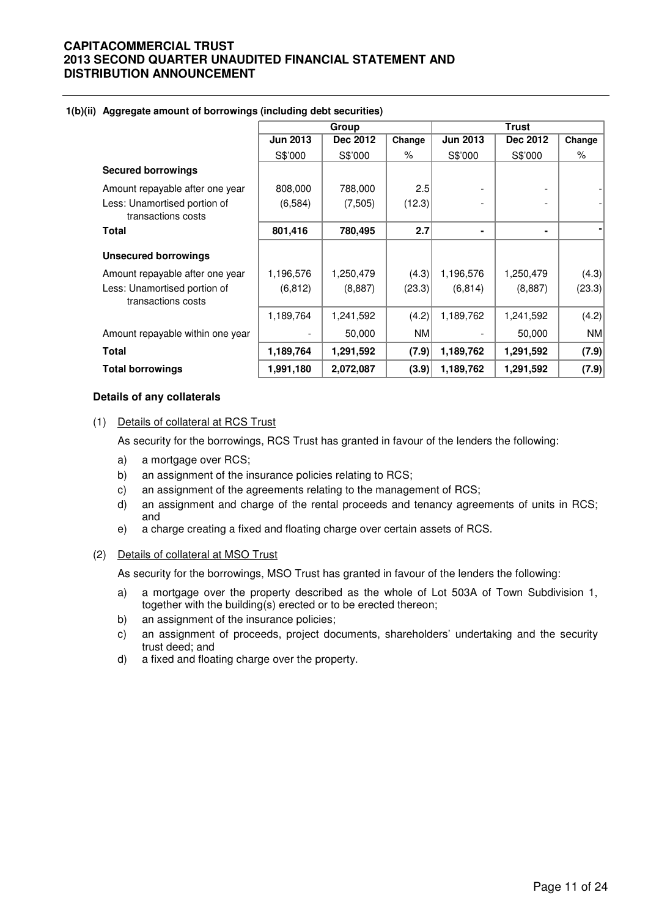#### 1(b)(ii) Aggregate amount of borrowings (including debt securities)

| | Group | | | Trust | | |
|---|---|---|---|---|---|---|
| | Jun 2013 | Dec 2012 | Change | Jun 2013 | Dec 2012 | Change |
| | S$'000 | S$'000 | % | S$'000 | S$'000 | % |
| **Secured borrowings** | | | | | | |
| Amount repayable after one year | 808,000 | 788,000 | 2.5 | - | - | - |
| Less: Unamortised portion of transactions costs | (6,584) | (7,505) | (12.3) | - | - | - |
| **Total** | **801,416** | **780,495** | **2.7** | **-** | **-** | **-** |
| **Unsecured borrowings** | | | | | | |
| Amount repayable after one year | 1,196,576 | 1,250,479 | (4.3) | 1,196,576 | 1,250,479 | (4.3) |
| Less: Unamortised portion of transactions costs | (6,812) | (8,887) | (23.3) | (6,814) | (8,887) | (23.3) |
| | 1,189,764 | 1,241,592 | (4.2) | 1,189,762 | 1,241,592 | (4.2) |
| Amount repayable within one year | - | 50,000 | NM | - | 50,000 | NM |
| **Total** | **1,189,764** | **1,291,592** | **(7.9)** | **1,189,762** | **1,291,592** | **(7.9)** |
| **Total borrowings** | **1,991,180** | **2,072,087** | **(3.9)** | **1,189,762** | **1,291,592** | **(7.9)** |

**Details of any collaterals**

(1) Details of collateral at RCS Trust

As security for the borrowings, RCS Trust has granted in favour of the lenders the following:

a) a mortgage over RCS;
b) an assignment of the insurance policies relating to RCS;
c) an assignment of the agreements relating to the management of RCS;
d) an assignment and charge of the rental proceeds and tenancy agreements of units in RCS; and
e) a charge creating a fixed and floating charge over certain assets of RCS.

(2) Details of collateral at MSO Trust

As security for the borrowings, MSO Trust has granted in favour of the lenders the following:

a) a mortgage over the property described as the whole of Lot 503A of Town Subdivision 1, together with the building(s) erected or to be erected thereon;
b) an assignment of the insurance policies;
c) an assignment of proceeds, project documents, shareholders' undertaking and the security trust deed; and
d) a fixed and floating charge over the property.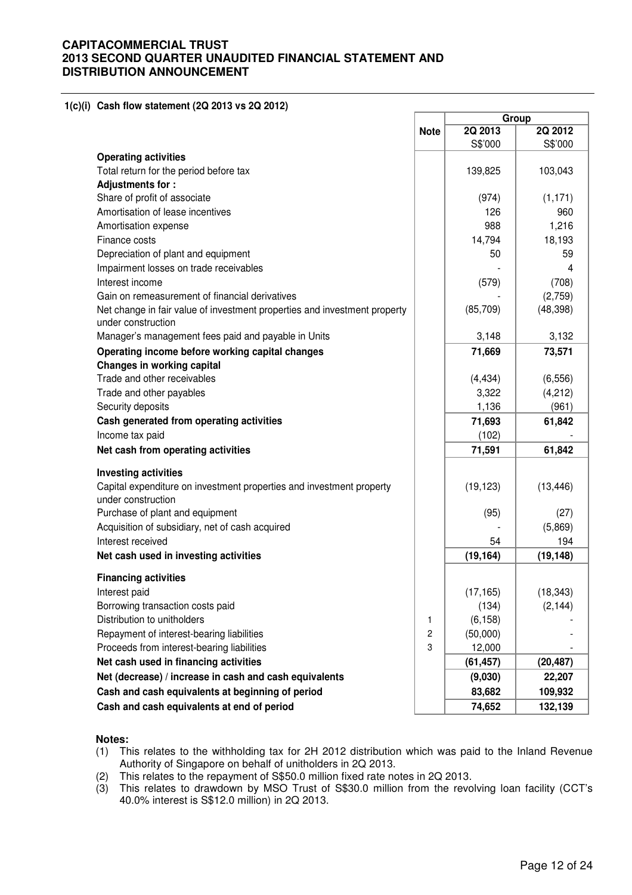# CAPITACOMMERCIAL TRUST
# 2013 SECOND QUARTER UNAUDITED FINANCIAL STATEMENT AND DISTRIBUTION ANNOUNCEMENT

## 1(c)(i) Cash flow statement (2Q 2013 vs 2Q 2012)

| | Note | Group | |
|---|---|---|---|
| | | 2Q 2013 | 2Q 2012 |
| | | S$'000 | S$'000 |
| **Operating activities** | | | |
| Total return for the period before tax | | 139,825 | 103,043 |
| **Adjustments for :** | | | |
| Share of profit of associate | | (974) | (1,171) |
| Amortisation of lease incentives | | 126 | 960 |
| Amortisation expense | | 988 | 1,216 |
| Finance costs | | 14,794 | 18,193 |
| Depreciation of plant and equipment | | 50 | 59 |
| Impairment losses on trade receivables | | - | 4 |
| Interest income | | (579) | (708) |
| Gain on remeasurement of financial derivatives | | - | (2,759) |
| Net change in fair value of investment properties and investment property under construction | | (85,709) | (48,398) |
| Manager's management fees paid and payable in Units | | 3,148 | 3,132 |
| **Operating income before working capital changes** | | **71,669** | **73,571** |
| **Changes in working capital** | | | |
| Trade and other receivables | | (4,434) | (6,556) |
| Trade and other payables | | 3,322 | (4,212) |
| Security deposits | | 1,136 | (961) |
| **Cash generated from operating activities** | | **71,693** | **61,842** |
| Income tax paid | | (102) | - |
| **Net cash from operating activities** | | **71,591** | **61,842** |
| **Investing activities** | | | |
| Capital expenditure on investment properties and investment property under construction | | (19,123) | (13,446) |
| Purchase of plant and equipment | | (95) | (27) |
| Acquisition of subsidiary, net of cash acquired | | - | (5,869) |
| Interest received | | 54 | 194 |
| **Net cash used in investing activities** | | **(19,164)** | **(19,148)** |
| **Financing activities** | | | |
| Interest paid | | (17,165) | (18,343) |
| Borrowing transaction costs paid | | (134) | (2,144) |
| Distribution to unitholders | 1 | (6,158) | - |
| Repayment of interest-bearing liabilities | 2 | (50,000) | - |
| Proceeds from interest-bearing liabilities | 3 | 12,000 | - |
| **Net cash used in financing activities** | | **(61,457)** | **(20,487)** |
| **Net (decrease) / increase in cash and cash equivalents** | | **(9,030)** | **22,207** |
| **Cash and cash equivalents at beginning of period** | | **83,682** | **109,932** |
| **Cash and cash equivalents at end of period** | | **74,652** | **132,139** |

**Notes:**

(1) This relates to the withholding tax for 2H 2012 distribution which was paid to the Inland Revenue Authority of Singapore on behalf of unitholders in 2Q 2013.

(2) This relates to the repayment of S$50.0 million fixed rate notes in 2Q 2013.

(3) This relates to drawdown by MSO Trust of S$30.0 million from the revolving loan facility (CCT's 40.0% interest is S$12.0 million) in 2Q 2013.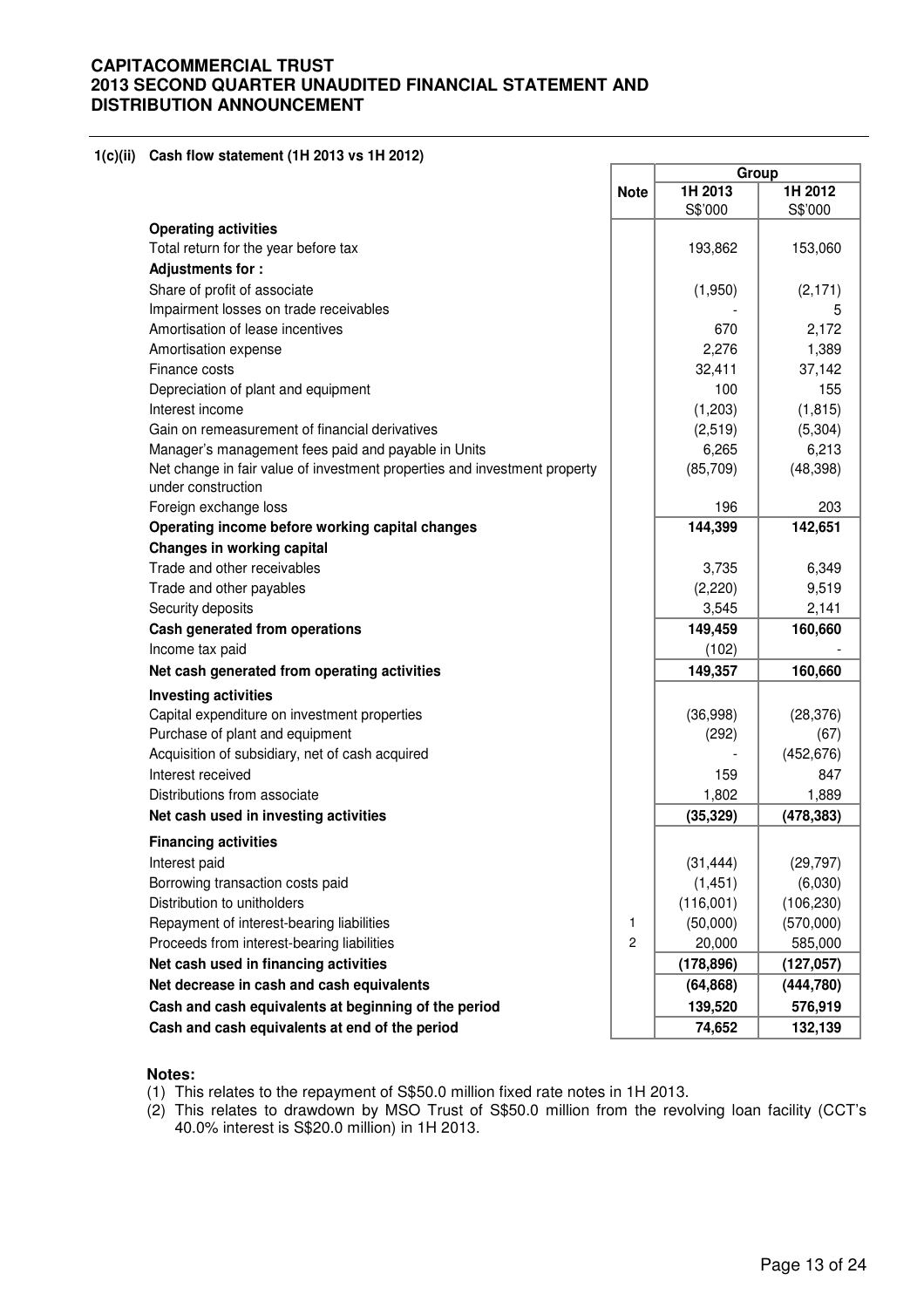**CAPITACOMMERCIAL TRUST**
**2013 SECOND QUARTER UNAUDITED FINANCIAL STATEMENT AND DISTRIBUTION ANNOUNCEMENT**

**1(c)(ii) Cash flow statement (1H 2013 vs 1H 2012)**

| | Note | Group | |
|---|---|---|---|
| | | 1H 2013 S$'000 | 1H 2012 S$'000 |
| **Operating activities** | | | |
| Total return for the year before tax | | 193,862 | 153,060 |
| **Adjustments for :** | | | |
| Share of profit of associate | | (1,950) | (2,171) |
| Impairment losses on trade receivables | | - | 5 |
| Amortisation of lease incentives | | 670 | 2,172 |
| Amortisation expense | | 2,276 | 1,389 |
| Finance costs | | 32,411 | 37,142 |
| Depreciation of plant and equipment | | 100 | 155 |
| Interest income | | (1,203) | (1,815) |
| Gain on remeasurement of financial derivatives | | (2,519) | (5,304) |
| Manager's management fees paid and payable in Units | | 6,265 | 6,213 |
| Net change in fair value of investment properties and investment property under construction | | (85,709) | (48,398) |
| Foreign exchange loss | | 196 | 203 |
| **Operating income before working capital changes** | | **144,399** | **142,651** |
| **Changes in working capital** | | | |
| Trade and other receivables | | 3,735 | 6,349 |
| Trade and other payables | | (2,220) | 9,519 |
| Security deposits | | 3,545 | 2,141 |
| **Cash generated from operations** | | **149,459** | **160,660** |
| Income tax paid | | (102) | - |
| **Net cash generated from operating activities** | | **149,357** | **160,660** |
| **Investing activities** | | | |
| Capital expenditure on investment properties | | (36,998) | (28,376) |
| Purchase of plant and equipment | | (292) | (67) |
| Acquisition of subsidiary, net of cash acquired | | - | (452,676) |
| Interest received | | 159 | 847 |
| Distributions from associate | | 1,802 | 1,889 |
| **Net cash used in investing activities** | | **(35,329)** | **(478,383)** |
| **Financing activities** | | | |
| Interest paid | | (31,444) | (29,797) |
| Borrowing transaction costs paid | | (1,451) | (6,030) |
| Distribution to unitholders | | (116,001) | (106,230) |
| Repayment of interest-bearing liabilities | 1 | (50,000) | (570,000) |
| Proceeds from interest-bearing liabilities | 2 | 20,000 | 585,000 |
| **Net cash used in financing activities** | | **(178,896)** | **(127,057)** |
| **Net decrease in cash and cash equivalents** | | **(64,868)** | **(444,780)** |
| **Cash and cash equivalents at beginning of the period** | | **139,520** | **576,919** |
| **Cash and cash equivalents at end of the period** | | **74,652** | **132,139** |

**Notes:**

(1) This relates to the repayment of S$50.0 million fixed rate notes in 1H 2013.

(2) This relates to drawdown by MSO Trust of S$50.0 million from the revolving loan facility (CCT's 40.0% interest is S$20.0 million) in 1H 2013.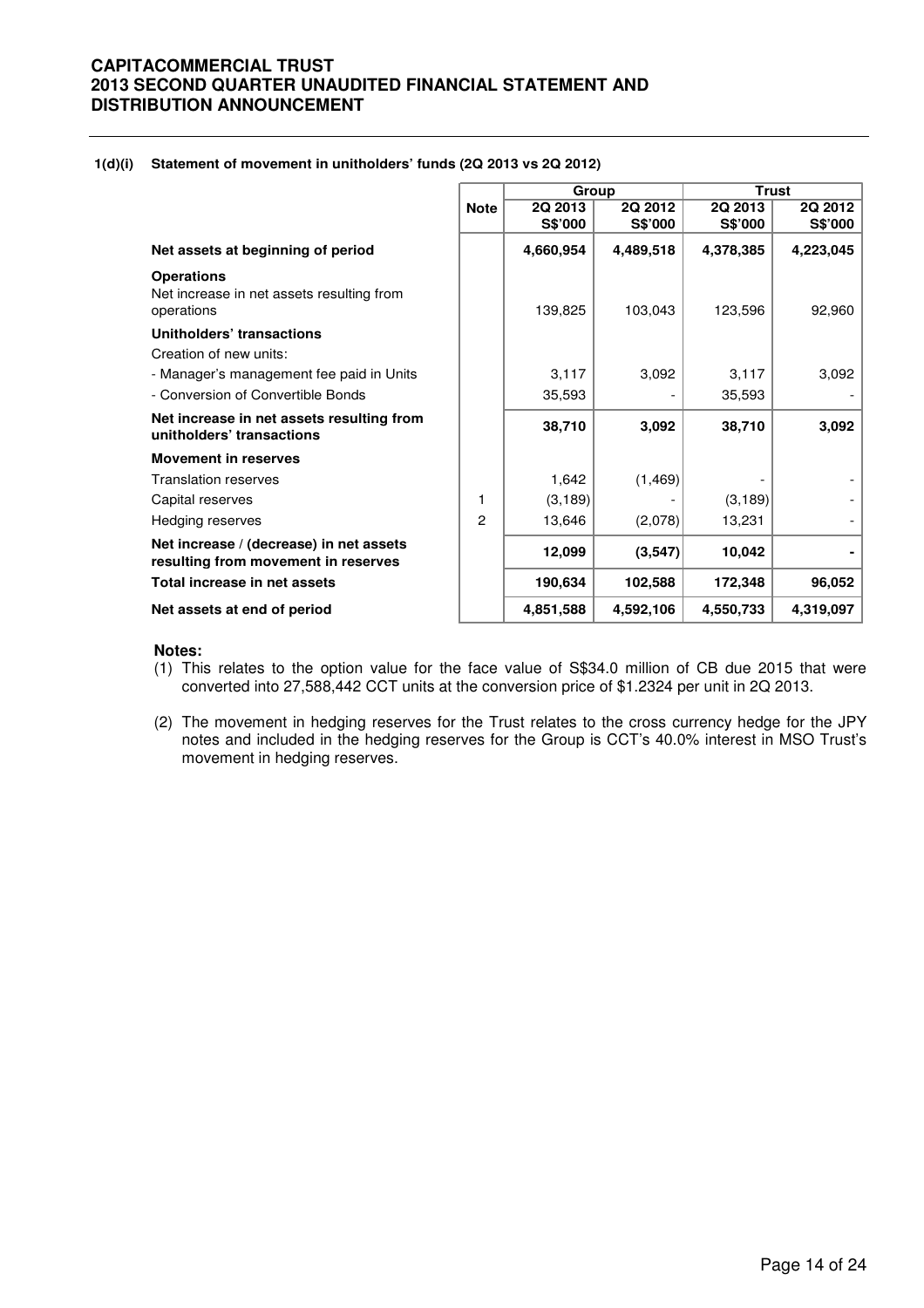### 1(d)(i) Statement of movement in unitholders' funds (2Q 2013 vs 2Q 2012)

| | Note | Group | | Trust | |
|---|---|---|---|---|---|
| | | 2Q 2013 S$'000 | 2Q 2012 S$'000 | 2Q 2013 S$'000 | 2Q 2012 S$'000 |
| **Net assets at beginning of period** | | **4,660,954** | **4,489,518** | **4,378,385** | **4,223,045** |
| **Operations** | | | | | |
| Net increase in net assets resulting from operations | | 139,825 | 103,043 | 123,596 | 92,960 |
| **Unitholders' transactions** | | | | | |
| Creation of new units: | | | | | |
| - Manager's management fee paid in Units | | 3,117 | 3,092 | 3,117 | 3,092 |
| - Conversion of Convertible Bonds | | 35,593 | - | 35,593 | - |
| **Net increase in net assets resulting from unitholders' transactions** | | **38,710** | **3,092** | **38,710** | **3,092** |
| **Movement in reserves** | | | | | |
| Translation reserves | | 1,642 | (1,469) | - | - |
| Capital reserves | 1 | (3,189) | - | (3,189) | - |
| Hedging reserves | 2 | 13,646 | (2,078) | 13,231 | - |
| **Net increase / (decrease) in net assets resulting from movement in reserves** | | **12,099** | **(3,547)** | **10,042** | **-** |
| **Total increase in net assets** | | **190,634** | **102,588** | **172,348** | **96,052** |
| **Net assets at end of period** | | **4,851,588** | **4,592,106** | **4,550,733** | **4,319,097** |

**Notes:**

(1) This relates to the option value for the face value of S$34.0 million of CB due 2015 that were converted into 27,588,442 CCT units at the conversion price of $1.2324 per unit in 2Q 2013.

(2) The movement in hedging reserves for the Trust relates to the cross currency hedge for the JPY notes and included in the hedging reserves for the Group is CCT's 40.0% interest in MSO Trust's movement in hedging reserves.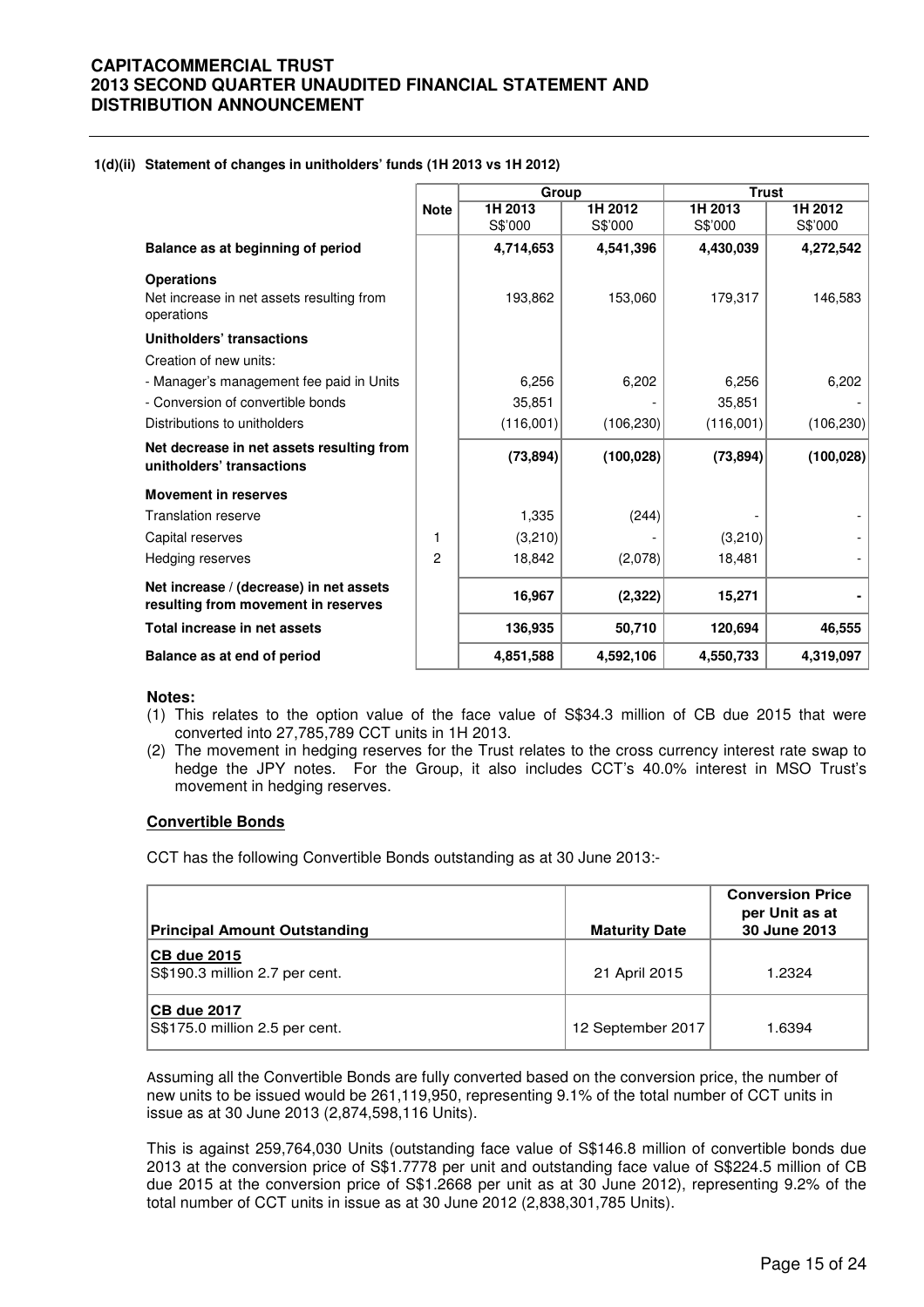**1(d)(ii) Statement of changes in unitholders' funds (1H 2013 vs 1H 2012)**

| | Note | Group | | Trust | |
|---|---|---|---|---|---|
| | | 1H 2013 S$'000 | 1H 2012 S$'000 | 1H 2013 S$'000 | 1H 2012 S$'000 |
| **Balance as at beginning of period** | | **4,714,653** | **4,541,396** | **4,430,039** | **4,272,542** |
| **Operations** | | | | | |
| Net increase in net assets resulting from operations | | 193,862 | 153,060 | 179,317 | 146,583 |
| **Unitholders' transactions** | | | | | |
| Creation of new units: | | | | | |
| - Manager's management fee paid in Units | | 6,256 | 6,202 | 6,256 | 6,202 |
| - Conversion of convertible bonds | | 35,851 | - | 35,851 | - |
| Distributions to unitholders | | (116,001) | (106,230) | (116,001) | (106,230) |
| **Net decrease in net assets resulting from unitholders' transactions** | | **(73,894)** | **(100,028)** | **(73,894)** | **(100,028)** |
| **Movement in reserves** | | | | | |
| Translation reserve | | 1,335 | (244) | - | - |
| Capital reserves | 1 | (3,210) | - | (3,210) | - |
| Hedging reserves | 2 | 18,842 | (2,078) | 18,481 | - |
| **Net increase / (decrease) in net assets resulting from movement in reserves** | | **16,967** | **(2,322)** | **15,271** | **-** |
| **Total increase in net assets** | | **136,935** | **50,710** | **120,694** | **46,555** |
| **Balance as at end of period** | | **4,851,588** | **4,592,106** | **4,550,733** | **4,319,097** |

**Notes:**

(1) This relates to the option value of the face value of S$34.3 million of CB due 2015 that were converted into 27,785,789 CCT units in 1H 2013.

(2) The movement in hedging reserves for the Trust relates to the cross currency interest rate swap to hedge the JPY notes. For the Group, it also includes CCT's 40.0% interest in MSO Trust's movement in hedging reserves.

**Convertible Bonds**

CCT has the following Convertible Bonds outstanding as at 30 June 2013:-

| Principal Amount Outstanding | Maturity Date | Conversion Price per Unit as at 30 June 2013 |
|---|---|---|
| **CB due 2015** S$190.3 million 2.7 per cent. | 21 April 2015 | 1.2324 |
| **CB due 2017** S$175.0 million 2.5 per cent. | 12 September 2017 | 1.6394 |

Assuming all the Convertible Bonds are fully converted based on the conversion price, the number of new units to be issued would be 261,119,950, representing 9.1% of the total number of CCT units in issue as at 30 June 2013 (2,874,598,116 Units).

This is against 259,764,030 Units (outstanding face value of S$146.8 million of convertible bonds due 2013 at the conversion price of S$1.7778 per unit and outstanding face value of S$224.5 million of CB due 2015 at the conversion price of S$1.2668 per unit as at 30 June 2012), representing 9.2% of the total number of CCT units in issue as at 30 June 2012 (2,838,301,785 Units).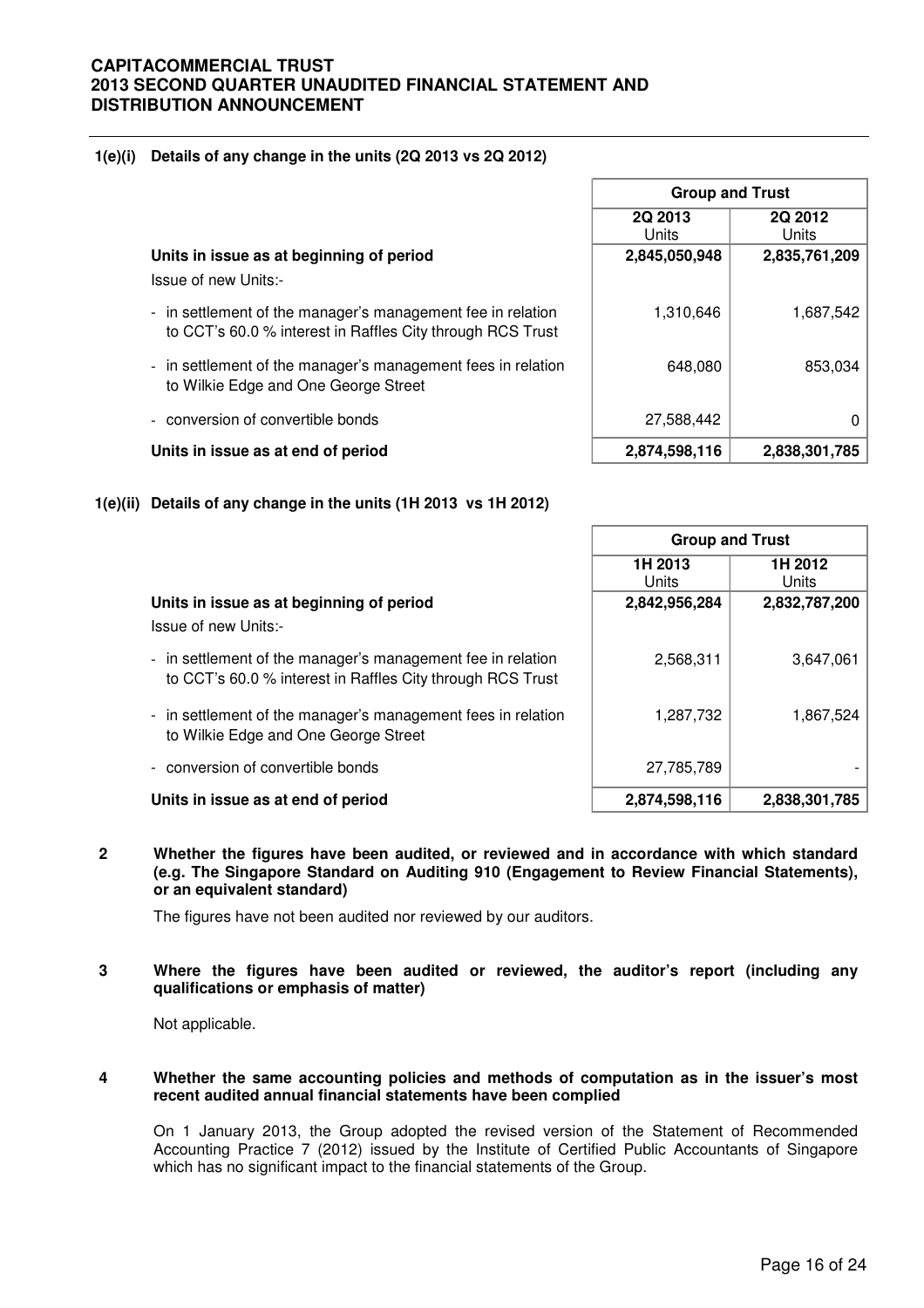**1(e)(i) Details of any change in the units (2Q 2013 vs 2Q 2012)**

| | Group and Trust | |
|---|---|---|
| | 2Q 2013 Units | 2Q 2012 Units |
| **Units in issue as at beginning of period** | **2,845,050,948** | **2,835,761,209** |
| Issue of new Units:- | | |
| - in settlement of the manager's management fee in relation to CCT's 60.0 % interest in Raffles City through RCS Trust | 1,310,646 | 1,687,542 |
| - in settlement of the manager's management fees in relation to Wilkie Edge and One George Street | 648,080 | 853,034 |
| - conversion of convertible bonds | 27,588,442 | 0 |
| **Units in issue as at end of period** | **2,874,598,116** | **2,838,301,785** |

**1(e)(ii) Details of any change in the units (1H 2013 vs 1H 2012)**

| | Group and Trust | |
|---|---|---|
| | 1H 2013 Units | 1H 2012 Units |
| **Units in issue as at beginning of period** | **2,842,956,284** | **2,832,787,200** |
| Issue of new Units:- | | |
| - in settlement of the manager's management fee in relation to CCT's 60.0 % interest in Raffles City through RCS Trust | 2,568,311 | 3,647,061 |
| - in settlement of the manager's management fees in relation to Wilkie Edge and One George Street | 1,287,732 | 1,867,524 |
| - conversion of convertible bonds | 27,785,789 | - |
| **Units in issue as at end of period** | **2,874,598,116** | **2,838,301,785** |

**2 Whether the figures have been audited, or reviewed and in accordance with which standard (e.g. The Singapore Standard on Auditing 910 (Engagement to Review Financial Statements), or an equivalent standard)**

The figures have not been audited nor reviewed by our auditors.

**3 Where the figures have been audited or reviewed, the auditor's report (including any qualifications or emphasis of matter)**

Not applicable.

**4 Whether the same accounting policies and methods of computation as in the issuer's most recent audited annual financial statements have been complied**

On 1 January 2013, the Group adopted the revised version of the Statement of Recommended Accounting Practice 7 (2012) issued by the Institute of Certified Public Accountants of Singapore which has no significant impact to the financial statements of the Group.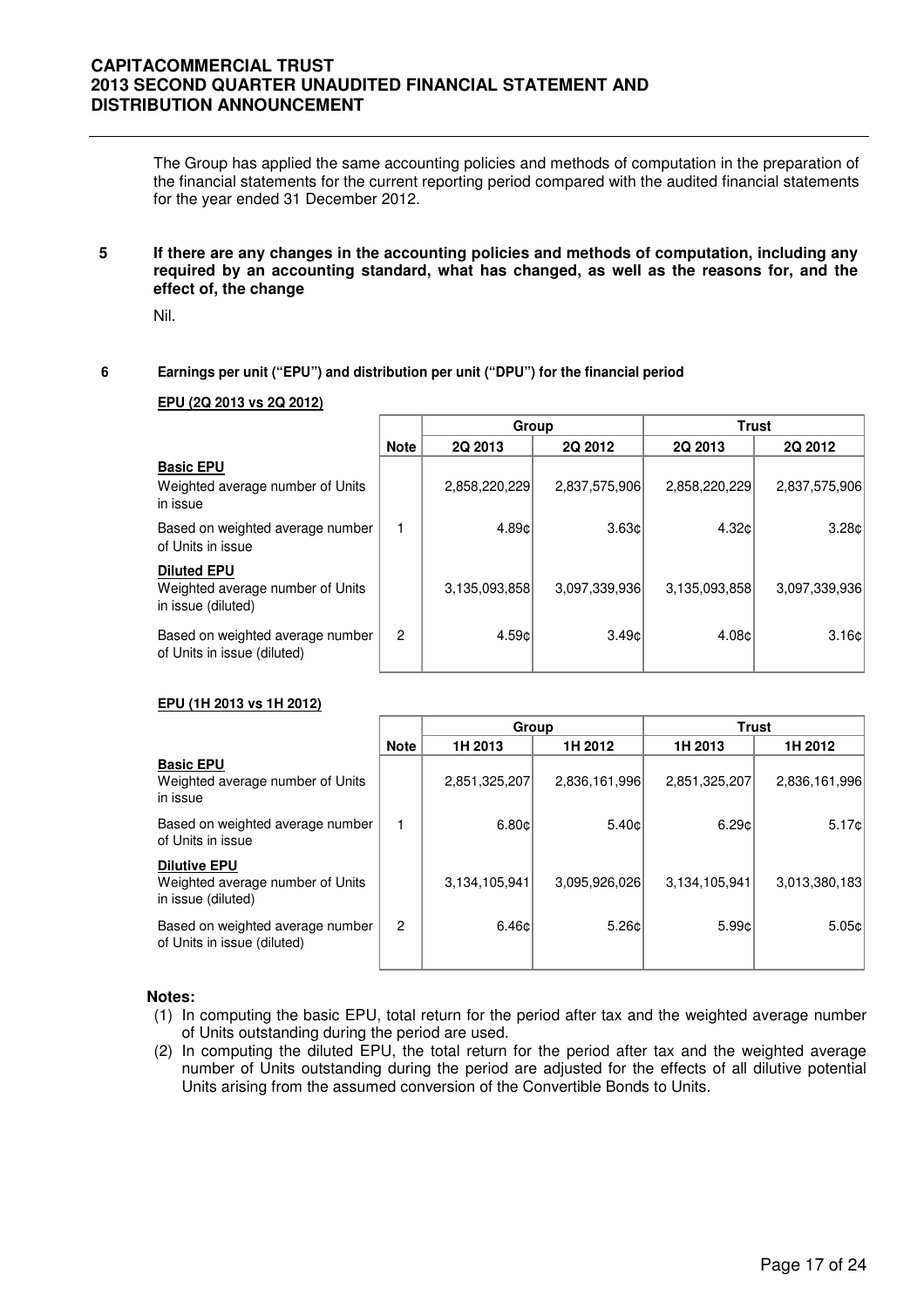The Group has applied the same accounting policies and methods of computation in the preparation of the financial statements for the current reporting period compared with the audited financial statements for the year ended 31 December 2012.

**5 If there are any changes in the accounting policies and methods of computation, including any required by an accounting standard, what has changed, as well as the reasons for, and the effect of, the change**

Nil.

**6 Earnings per unit ("EPU") and distribution per unit ("DPU") for the financial period**

**EPU (2Q 2013 vs 2Q 2012)**

| | Note | Group | | Trust | |
|---|---|---|---|---|---|
| | | 2Q 2013 | 2Q 2012 | 2Q 2013 | 2Q 2012 |
| **Basic EPU**<br>Weighted average number of Units in issue | | 2,858,220,229 | 2,837,575,906 | 2,858,220,229 | 2,837,575,906 |
| Based on weighted average number of Units in issue | 1 | 4.89¢ | 3.63¢ | 4.32¢ | 3.28¢ |
| **Diluted EPU**<br>Weighted average number of Units in issue (diluted) | | 3,135,093,858 | 3,097,339,936 | 3,135,093,858 | 3,097,339,936 |
| Based on weighted average number of Units in issue (diluted) | 2 | 4.59¢ | 3.49¢ | 4.08¢ | 3.16¢ |

**EPU (1H 2013 vs 1H 2012)**

| | Note | Group | | Trust | |
|---|---|---|---|---|---|
| | | 1H 2013 | 1H 2012 | 1H 2013 | 1H 2012 |
| **Basic EPU**<br>Weighted average number of Units in issue | | 2,851,325,207 | 2,836,161,996 | 2,851,325,207 | 2,836,161,996 |
| Based on weighted average number of Units in issue | 1 | 6.80¢ | 5.40¢ | 6.29¢ | 5.17¢ |
| **Dilutive EPU**<br>Weighted average number of Units in issue (diluted) | | 3,134,105,941 | 3,095,926,026 | 3,134,105,941 | 3,013,380,183 |
| Based on weighted average number of Units in issue (diluted) | 2 | 6.46¢ | 5.26¢ | 5.99¢ | 5.05¢ |

**Notes:**

(1) In computing the basic EPU, total return for the period after tax and the weighted average number of Units outstanding during the period are used.

(2) In computing the diluted EPU, the total return for the period after tax and the weighted average number of Units outstanding during the period are adjusted for the effects of all dilutive potential Units arising from the assumed conversion of the Convertible Bonds to Units.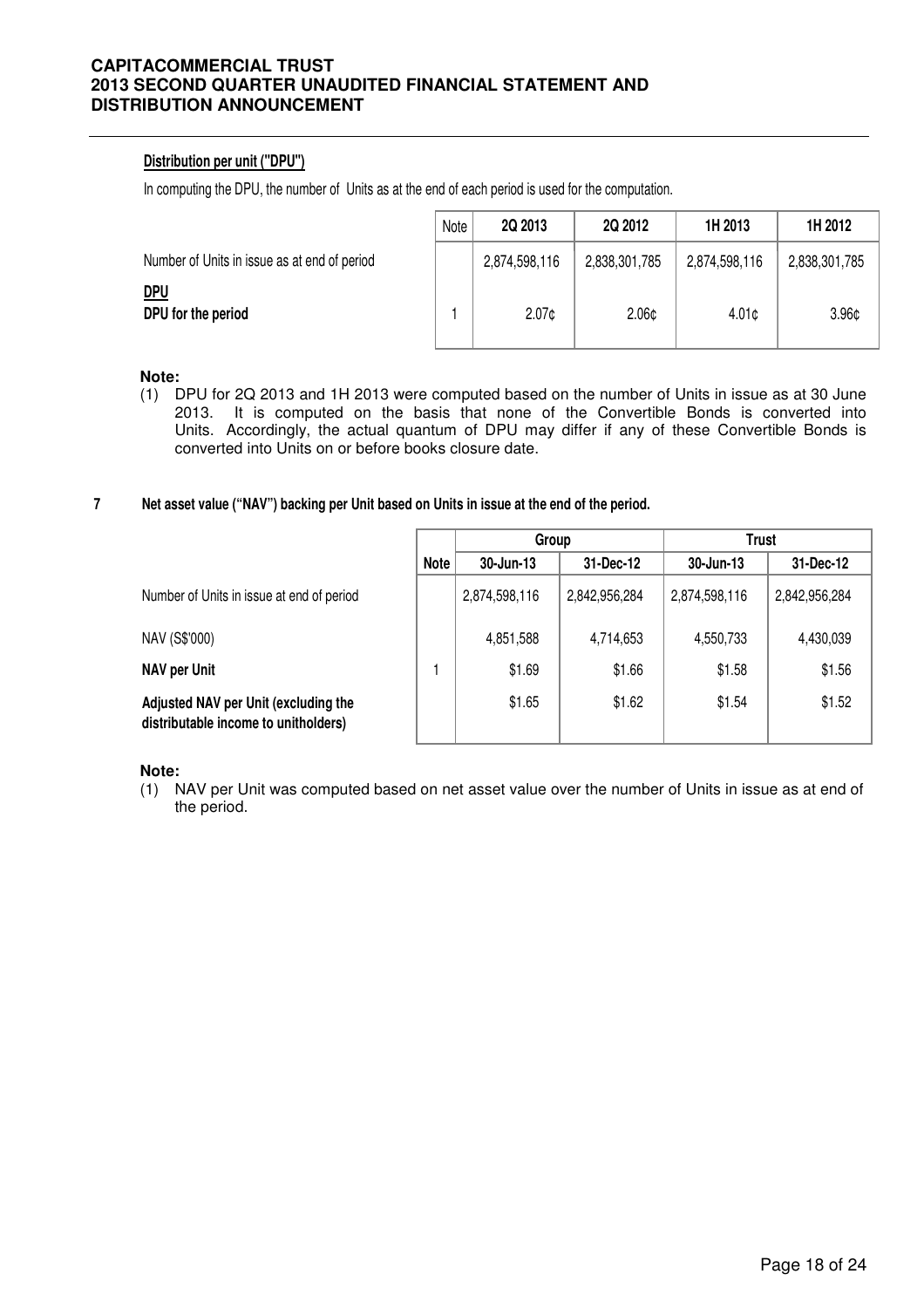**Distribution per unit ("DPU")**

In computing the DPU, the number of Units as at the end of each period is used for the computation.

| | Note | 2Q 2013 | 2Q 2012 | 1H 2013 | 1H 2012 |
|---|---|---|---|---|---|
| Number of Units in issue as at end of period | | 2,874,598,116 | 2,838,301,785 | 2,874,598,116 | 2,838,301,785 |
| **DPU** | | | | | |
| **DPU for the period** | 1 | 2.07¢ | 2.06¢ | 4.01¢ | 3.96¢ |

**Note:**

(1) DPU for 2Q 2013 and 1H 2013 were computed based on the number of Units in issue as at 30 June 2013. It is computed on the basis that none of the Convertible Bonds is converted into Units. Accordingly, the actual quantum of DPU may differ if any of these Convertible Bonds is converted into Units on or before books closure date.

## 7 Net asset value ("NAV") backing per Unit based on Units in issue at the end of the period.

| | Note | Group | | Trust | |
|---|---|---|---|---|---|
| | | 30-Jun-13 | 31-Dec-12 | 30-Jun-13 | 31-Dec-12 |
| Number of Units in issue at end of period | | 2,874,598,116 | 2,842,956,284 | 2,874,598,116 | 2,842,956,284 |
| NAV (S$'000) | | 4,851,588 | 4,714,653 | 4,550,733 | 4,430,039 |
| **NAV per Unit** | 1 | $1.69 | $1.66 | $1.58 | $1.56 |
| **Adjusted NAV per Unit (excluding the distributable income to unitholders)** | | $1.65 | $1.62 | $1.54 | $1.52 |

**Note:**

(1) NAV per Unit was computed based on net asset value over the number of Units in issue as at end of the period.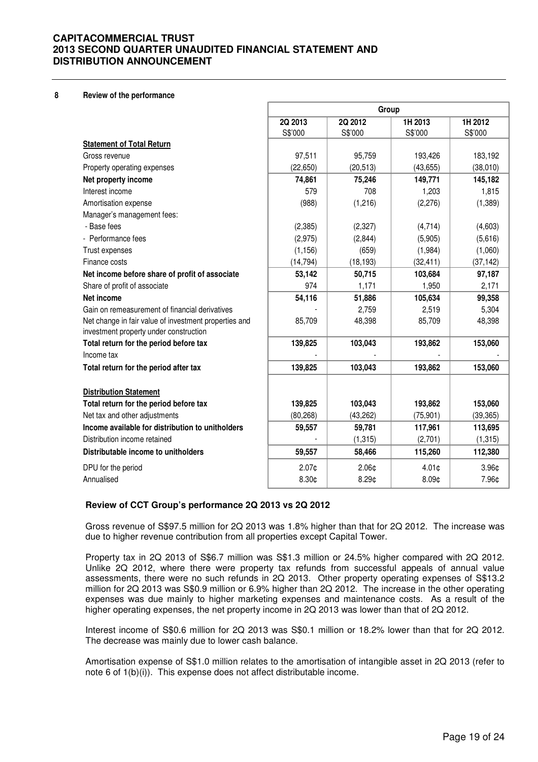## 8 Review of the performance

| | Group | | | |
|---|---|---|---|---|
| | 2Q 2013 | 2Q 2012 | 1H 2013 | 1H 2012 |
| | S$'000 | S$'000 | S$'000 | S$'000 |
| **Statement of Total Return** | | | | |
| Gross revenue | 97,511 | 95,759 | 193,426 | 183,192 |
| Property operating expenses | (22,650) | (20,513) | (43,655) | (38,010) |
| **Net property income** | **74,861** | **75,246** | **149,771** | **145,182** |
| Interest income | 579 | 708 | 1,203 | 1,815 |
| Amortisation expense | (988) | (1,216) | (2,276) | (1,389) |
| Manager's management fees: | | | | |
| - Base fees | (2,385) | (2,327) | (4,714) | (4,603) |
| - Performance fees | (2,975) | (2,844) | (5,905) | (5,616) |
| Trust expenses | (1,156) | (659) | (1,984) | (1,060) |
| Finance costs | (14,794) | (18,193) | (32,411) | (37,142) |
| **Net income before share of profit of associate** | **53,142** | **50,715** | **103,684** | **97,187** |
| Share of profit of associate | 974 | 1,171 | 1,950 | 2,171 |
| **Net income** | **54,116** | **51,886** | **105,634** | **99,358** |
| Gain on remeasurement of financial derivatives | - | 2,759 | 2,519 | 5,304 |
| Net change in fair value of investment properties and investment property under construction | 85,709 | 48,398 | 85,709 | 48,398 |
| **Total return for the period before tax** | **139,825** | **103,043** | **193,862** | **153,060** |
| Income tax | - | - | - | - |
| **Total return for the period after tax** | **139,825** | **103,043** | **193,862** | **153,060** |
| | | | | |
| **Distribution Statement** | | | | |
| **Total return for the period before tax** | **139,825** | **103,043** | **193,862** | **153,060** |
| Net tax and other adjustments | (80,268) | (43,262) | (75,901) | (39,365) |
| **Income available for distribution to unitholders** | **59,557** | **59,781** | **117,961** | **113,695** |
| Distribution income retained | - | (1,315) | (2,701) | (1,315) |
| **Distributable income to unitholders** | **59,557** | **58,466** | **115,260** | **112,380** |
| DPU for the period | 2.07¢ | 2.06¢ | 4.01¢ | 3.96¢ |
| Annualised | 8.30¢ | 8.29¢ | 8.09¢ | 7.96¢ |

### Review of CCT Group's performance 2Q 2013 vs 2Q 2012

Gross revenue of S$97.5 million for 2Q 2013 was 1.8% higher than that for 2Q 2012. The increase was due to higher revenue contribution from all properties except Capital Tower.

Property tax in 2Q 2013 of S$6.7 million was S$1.3 million or 24.5% higher compared with 2Q 2012. Unlike 2Q 2012, where there were property tax refunds from successful appeals of annual value assessments, there were no such refunds in 2Q 2013. Other property operating expenses of S$13.2 million for 2Q 2013 was S$0.9 million or 6.9% higher than 2Q 2012. The increase in the other operating expenses was due mainly to higher marketing expenses and maintenance costs. As a result of the higher operating expenses, the net property income in 2Q 2013 was lower than that of 2Q 2012.

Interest income of S$0.6 million for 2Q 2013 was S$0.1 million or 18.2% lower than that for 2Q 2012. The decrease was mainly due to lower cash balance.

Amortisation expense of S$1.0 million relates to the amortisation of intangible asset in 2Q 2013 (refer to note 6 of 1(b)(i)). This expense does not affect distributable income.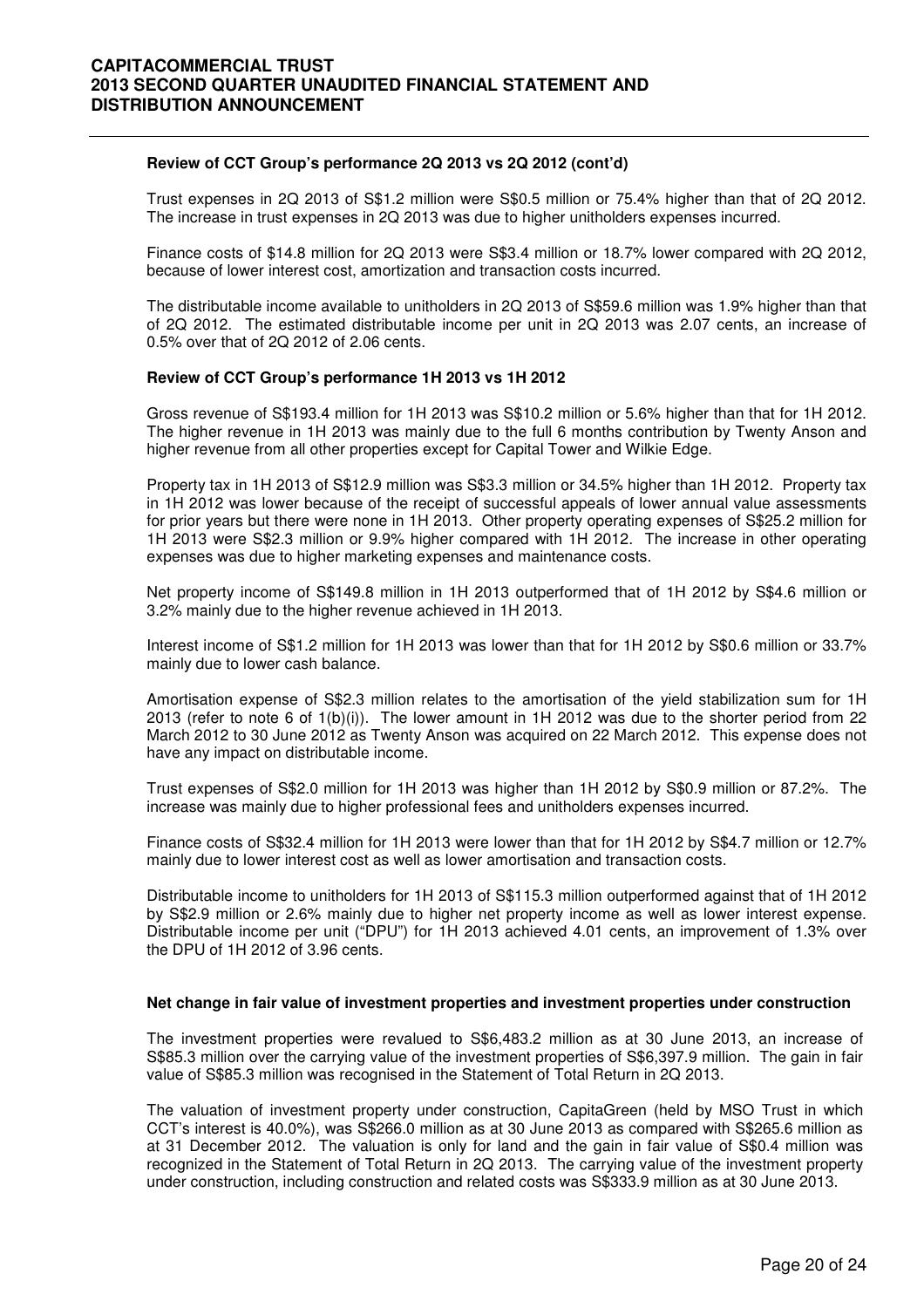**Review of CCT Group's performance 2Q 2013 vs 2Q 2012 (cont'd)**

Trust expenses in 2Q 2013 of S$1.2 million were S$0.5 million or 75.4% higher than that of 2Q 2012. The increase in trust expenses in 2Q 2013 was due to higher unitholders expenses incurred.

Finance costs of $14.8 million for 2Q 2013 were S$3.4 million or 18.7% lower compared with 2Q 2012, because of lower interest cost, amortization and transaction costs incurred.

The distributable income available to unitholders in 2Q 2013 of S$59.6 million was 1.9% higher than that of 2Q 2012. The estimated distributable income per unit in 2Q 2013 was 2.07 cents, an increase of 0.5% over that of 2Q 2012 of 2.06 cents.

**Review of CCT Group's performance 1H 2013 vs 1H 2012**

Gross revenue of S$193.4 million for 1H 2013 was S$10.2 million or 5.6% higher than that for 1H 2012. The higher revenue in 1H 2013 was mainly due to the full 6 months contribution by Twenty Anson and higher revenue from all other properties except for Capital Tower and Wilkie Edge.

Property tax in 1H 2013 of S$12.9 million was S$3.3 million or 34.5% higher than 1H 2012. Property tax in 1H 2012 was lower because of the receipt of successful appeals of lower annual value assessments for prior years but there were none in 1H 2013. Other property operating expenses of S$25.2 million for 1H 2013 were S$2.3 million or 9.9% higher compared with 1H 2012. The increase in other operating expenses was due to higher marketing expenses and maintenance costs.

Net property income of S$149.8 million in 1H 2013 outperformed that of 1H 2012 by S$4.6 million or 3.2% mainly due to the higher revenue achieved in 1H 2013.

Interest income of S$1.2 million for 1H 2013 was lower than that for 1H 2012 by S$0.6 million or 33.7% mainly due to lower cash balance.

Amortisation expense of S$2.3 million relates to the amortisation of the yield stabilization sum for 1H 2013 (refer to note 6 of 1(b)(i)). The lower amount in 1H 2012 was due to the shorter period from 22 March 2012 to 30 June 2012 as Twenty Anson was acquired on 22 March 2012. This expense does not have any impact on distributable income.

Trust expenses of S$2.0 million for 1H 2013 was higher than 1H 2012 by S$0.9 million or 87.2%. The increase was mainly due to higher professional fees and unitholders expenses incurred.

Finance costs of S$32.4 million for 1H 2013 were lower than that for 1H 2012 by S$4.7 million or 12.7% mainly due to lower interest cost as well as lower amortisation and transaction costs.

Distributable income to unitholders for 1H 2013 of S$115.3 million outperformed against that of 1H 2012 by S$2.9 million or 2.6% mainly due to higher net property income as well as lower interest expense. Distributable income per unit ("DPU") for 1H 2013 achieved 4.01 cents, an improvement of 1.3% over the DPU of 1H 2012 of 3.96 cents.

**Net change in fair value of investment properties and investment properties under construction**

The investment properties were revalued to S$6,483.2 million as at 30 June 2013, an increase of S$85.3 million over the carrying value of the investment properties of S$6,397.9 million. The gain in fair value of S$85.3 million was recognised in the Statement of Total Return in 2Q 2013.

The valuation of investment property under construction, CapitaGreen (held by MSO Trust in which CCT's interest is 40.0%), was S$266.0 million as at 30 June 2013 as compared with S$265.6 million as at 31 December 2012. The valuation is only for land and the gain in fair value of S$0.4 million was recognized in the Statement of Total Return in 2Q 2013. The carrying value of the investment property under construction, including construction and related costs was S$333.9 million as at 30 June 2013.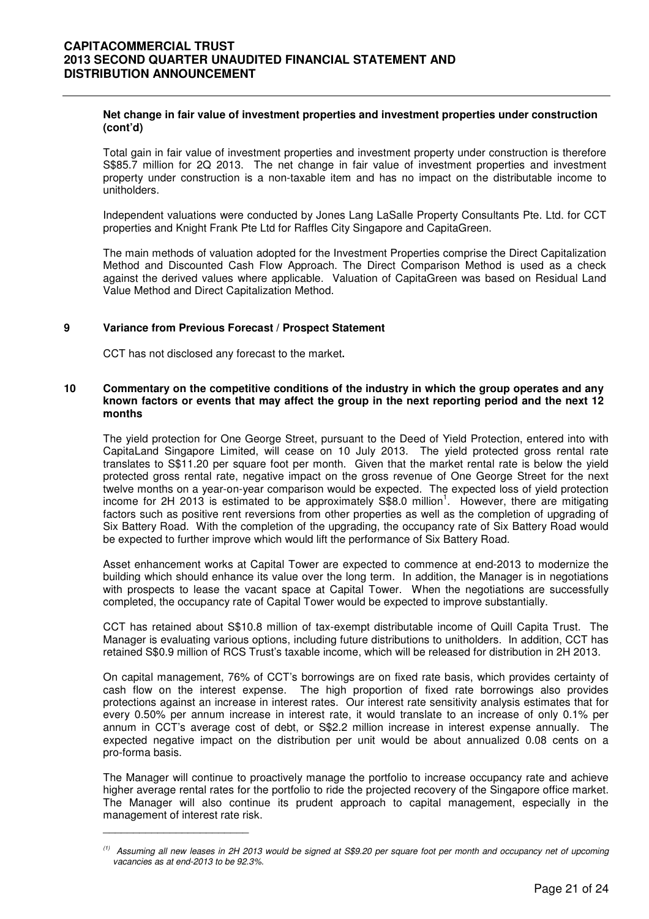**Net change in fair value of investment properties and investment properties under construction (cont'd)**

Total gain in fair value of investment properties and investment property under construction is therefore S$85.7 million for 2Q 2013. The net change in fair value of investment properties and investment property under construction is a non-taxable item and has no impact on the distributable income to unitholders.

Independent valuations were conducted by Jones Lang LaSalle Property Consultants Pte. Ltd. for CCT properties and Knight Frank Pte Ltd for Raffles City Singapore and CapitaGreen.

The main methods of valuation adopted for the Investment Properties comprise the Direct Capitalization Method and Discounted Cash Flow Approach. The Direct Comparison Method is used as a check against the derived values where applicable. Valuation of CapitaGreen was based on Residual Land Value Method and Direct Capitalization Method.

## 9 Variance from Previous Forecast / Prospect Statement

CCT has not disclosed any forecast to the market**.**

## 10 Commentary on the competitive conditions of the industry in which the group operates and any known factors or events that may affect the group in the next reporting period and the next 12 months

The yield protection for One George Street, pursuant to the Deed of Yield Protection, entered into with CapitaLand Singapore Limited, will cease on 10 July 2013. The yield protected gross rental rate translates to S$11.20 per square foot per month. Given that the market rental rate is below the yield protected gross rental rate, negative impact on the gross revenue of One George Street for the next twelve months on a year-on-year comparison would be expected. The expected loss of yield protection income for 2H 2013 is estimated to be approximately S$8.0 million[1]. However, there are mitigating factors such as positive rent reversions from other properties as well as the completion of upgrading of Six Battery Road. With the completion of the upgrading, the occupancy rate of Six Battery Road would be expected to further improve which would lift the performance of Six Battery Road.

Asset enhancement works at Capital Tower are expected to commence at end-2013 to modernize the building which should enhance its value over the long term. In addition, the Manager is in negotiations with prospects to lease the vacant space at Capital Tower. When the negotiations are successfully completed, the occupancy rate of Capital Tower would be expected to improve substantially.

CCT has retained about S$10.8 million of tax-exempt distributable income of Quill Capita Trust. The Manager is evaluating various options, including future distributions to unitholders. In addition, CCT has retained S$0.9 million of RCS Trust's taxable income, which will be released for distribution in 2H 2013.

On capital management, 76% of CCT's borrowings are on fixed rate basis, which provides certainty of cash flow on the interest expense. The high proportion of fixed rate borrowings also provides protections against an increase in interest rates. Our interest rate sensitivity analysis estimates that for every 0.50% per annum increase in interest rate, it would translate to an increase of only 0.1% per annum in CCT's average cost of debt, or S$2.2 million increase in interest expense annually. The expected negative impact on the distribution per unit would be about annualized 0.08 cents on a pro-forma basis.

The Manager will continue to proactively manage the portfolio to increase occupancy rate and achieve higher average rental rates for the portfolio to ride the projected recovery of the Singapore office market. The Manager will also continue its prudent approach to capital management, especially in the management of interest rate risk.

---

*(1) Assuming all new leases in 2H 2013 would be signed at S$9.20 per square foot per month and occupancy net of upcoming vacancies as at end-2013 to be 92.3%.*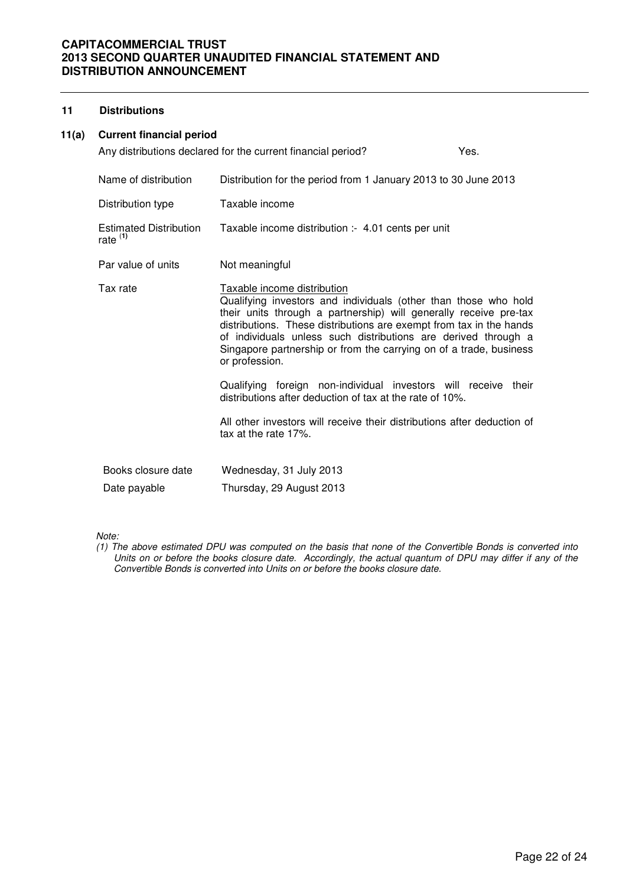## 11 Distributions

### 11(a) Current financial period

Any distributions declared for the current financial period? Yes.

| | |
|---|---|
| Name of distribution | Distribution for the period from 1 January 2013 to 30 June 2013 |
| Distribution type | Taxable income |
| Estimated Distribution rate [(1)] | Taxable income distribution :- 4.01 cents per unit |
| Par value of units | Not meaningful |
| Tax rate | <u>Taxable income distribution</u><br>Qualifying investors and individuals (other than those who hold their units through a partnership) will generally receive pre-tax distributions. These distributions are exempt from tax in the hands of individuals unless such distributions are derived through a Singapore partnership or from the carrying on of a trade, business or profession.<br><br>Qualifying foreign non-individual investors will receive their distributions after deduction of tax at the rate of 10%.<br><br>All other investors will receive their distributions after deduction of tax at the rate 17%. |
| Books closure date | Wednesday, 31 July 2013 |
| Date payable | Thursday, 29 August 2013 |

*Note:*

*(1) The above estimated DPU was computed on the basis that none of the Convertible Bonds is converted into Units on or before the books closure date. Accordingly, the actual quantum of DPU may differ if any of the Convertible Bonds is converted into Units on or before the books closure date.*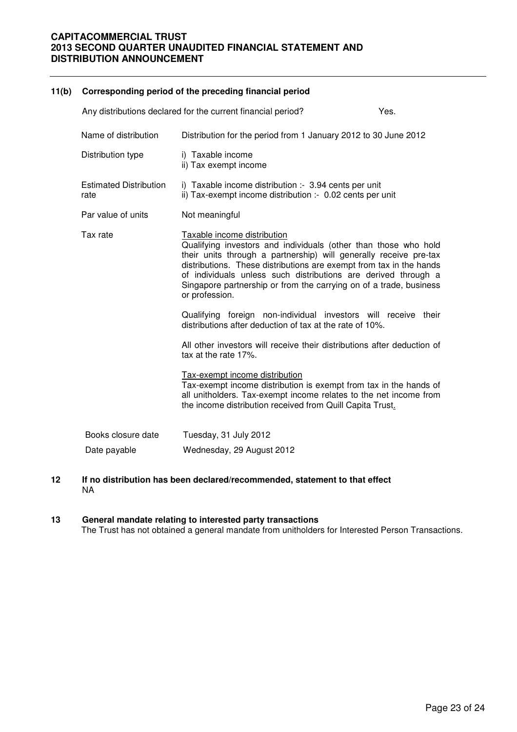### 11(b) Corresponding period of the preceding financial period

Any distributions declared for the current financial period? Yes.

| | |
|---|---|
| Name of distribution | Distribution for the period from 1 January 2012 to 30 June 2012 |
| Distribution type | i) Taxable income<br>ii) Tax exempt income |
| Estimated Distribution rate | i) Taxable income distribution :- 3.94 cents per unit<br>ii) Tax-exempt income distribution :- 0.02 cents per unit |
| Par value of units | Not meaningful |
| Tax rate | <u>Taxable income distribution</u><br>Qualifying investors and individuals (other than those who hold their units through a partnership) will generally receive pre-tax distributions. These distributions are exempt from tax in the hands of individuals unless such distributions are derived through a Singapore partnership or from the carrying on of a trade, business or profession.<br><br>Qualifying foreign non-individual investors will receive their distributions after deduction of tax at the rate of 10%.<br><br>All other investors will receive their distributions after deduction of tax at the rate 17%.<br><br><u>Tax-exempt income distribution</u><br>Tax-exempt income distribution is exempt from tax in the hands of all unitholders. Tax-exempt income relates to the net income from the income distribution received from Quill Capita Trust. |
| Books closure date | Tuesday, 31 July 2012 |
| Date payable | Wednesday, 29 August 2012 |

### 12 If no distribution has been declared/recommended, statement to that effect

NA

### 13 General mandate relating to interested party transactions

The Trust has not obtained a general mandate from unitholders for Interested Person Transactions.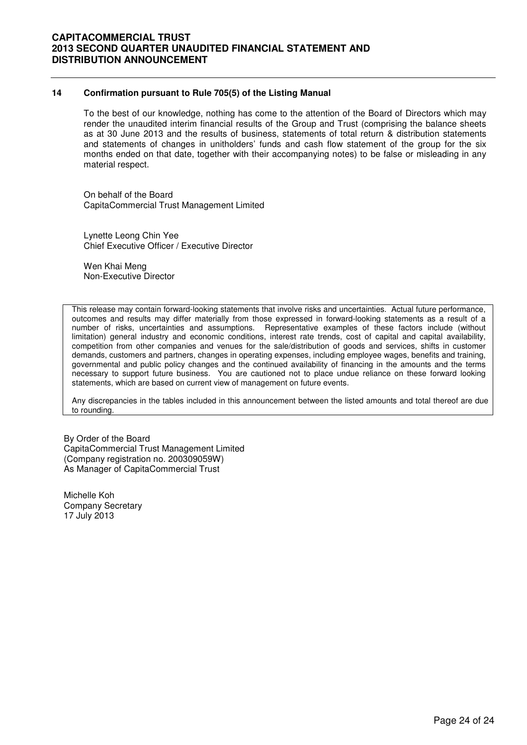## 14 Confirmation pursuant to Rule 705(5) of the Listing Manual

To the best of our knowledge, nothing has come to the attention of the Board of Directors which may render the unaudited interim financial results of the Group and Trust (comprising the balance sheets as at 30 June 2013 and the results of business, statements of total return & distribution statements and statements of changes in unitholders' funds and cash flow statement of the group for the six months ended on that date, together with their accompanying notes) to be false or misleading in any material respect.

On behalf of the Board
CapitaCommercial Trust Management Limited

Lynette Leong Chin Yee
Chief Executive Officer / Executive Director

Wen Khai Meng
Non-Executive Director

This release may contain forward-looking statements that involve risks and uncertainties. Actual future performance, outcomes and results may differ materially from those expressed in forward-looking statements as a result of a number of risks, uncertainties and assumptions. Representative examples of these factors include (without limitation) general industry and economic conditions, interest rate trends, cost of capital and capital availability, competition from other companies and venues for the sale/distribution of goods and services, shifts in customer demands, customers and partners, changes in operating expenses, including employee wages, benefits and training, governmental and public policy changes and the continued availability of financing in the amounts and the terms necessary to support future business. You are cautioned not to place undue reliance on these forward looking statements, which are based on current view of management on future events.

Any discrepancies in the tables included in this announcement between the listed amounts and total thereof are due to rounding.

By Order of the Board
CapitaCommercial Trust Management Limited
(Company registration no. 200309059W)
As Manager of CapitaCommercial Trust

Michelle Koh
Company Secretary
17 July 2013